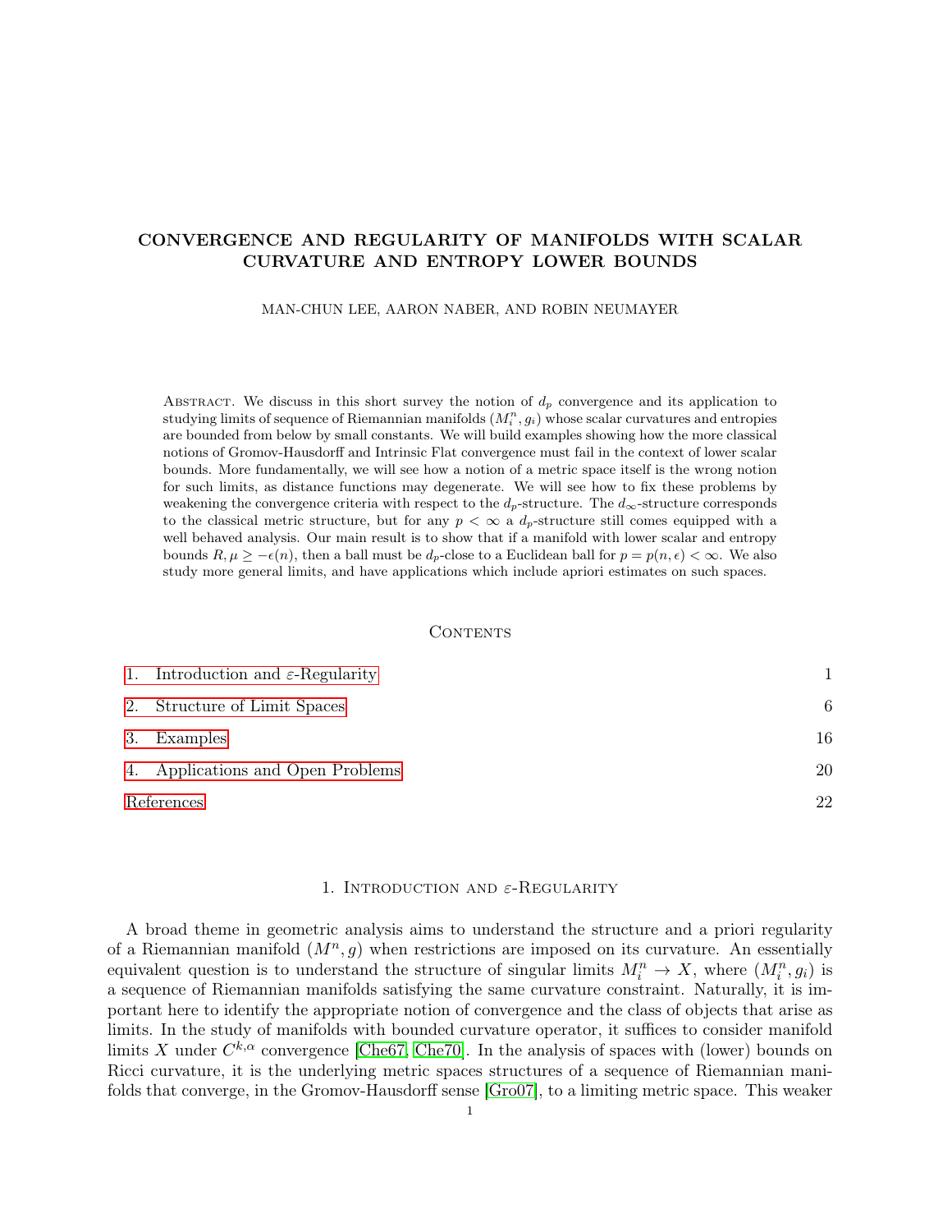# CONVERGENCE AND REGULARITY OF MANIFOLDS WITH SCALAR CURVATURE AND ENTROPY LOWER BOUNDS

MAN-CHUN LEE, AARON NABER, AND ROBIN NEUMAYER

Abstract. We discuss in this short survey the notion of $d_p$ convergence and its application to studying limits of sequence of Riemannian manifolds $(M^n_i, g_i)$ whose scalar curvatures and entropies are bounded from below by small constants. We will build examples showing how the more classical notions of Gromov-Hausdorff and Intrinsic Flat convergence must fail in the context of lower scalar bounds. More fundamentally, we will see how a notion of a metric space itself is the wrong notion for such limits, as distance functions may degenerate. We will see how to fix these problems by weakening the convergence criteria with respect to the $d_p$-structure. The $d_\infty$-structure corresponds to the classical metric structure, but for any $p < \infty$ a $d_p$-structure still comes equipped with a well behaved analysis. Our main result is to show that if a manifold with lower scalar and entropy bounds $R, \mu \geq -\epsilon(n)$, then a ball must be $d_p$-close to a Euclidean ball for $p = p(n, \epsilon) < \infty$. We also study more general limits, and have applications which include apriori estimates on such spaces.

## Contents

1. Introduction and $\varepsilon$-Regularity — 1
2. Structure of Limit Spaces — 6
3. Examples — 16
4. Applications and Open Problems — 20

References — 22

## 1. Introduction and $\varepsilon$-Regularity

A broad theme in geometric analysis aims to understand the structure and a priori regularity of a Riemannian manifold $(M^n, g)$ when restrictions are imposed on its curvature. An essentially equivalent question is to understand the structure of singular limits $M^n_i \to X$, where $(M^n_i, g_i)$ is a sequence of Riemannian manifolds satisfying the same curvature constraint. Naturally, it is important here to identify the appropriate notion of convergence and the class of objects that arise as limits. In the study of manifolds with bounded curvature operator, it suffices to consider manifold limits $X$ under $C^{k,\alpha}$ convergence [Che67, Che70]. In the analysis of spaces with (lower) bounds on Ricci curvature, it is the underlying metric spaces structures of a sequence of Riemannian manifolds that converge, in the Gromov-Hausdorff sense [Gro07], to a limiting metric space. This weaker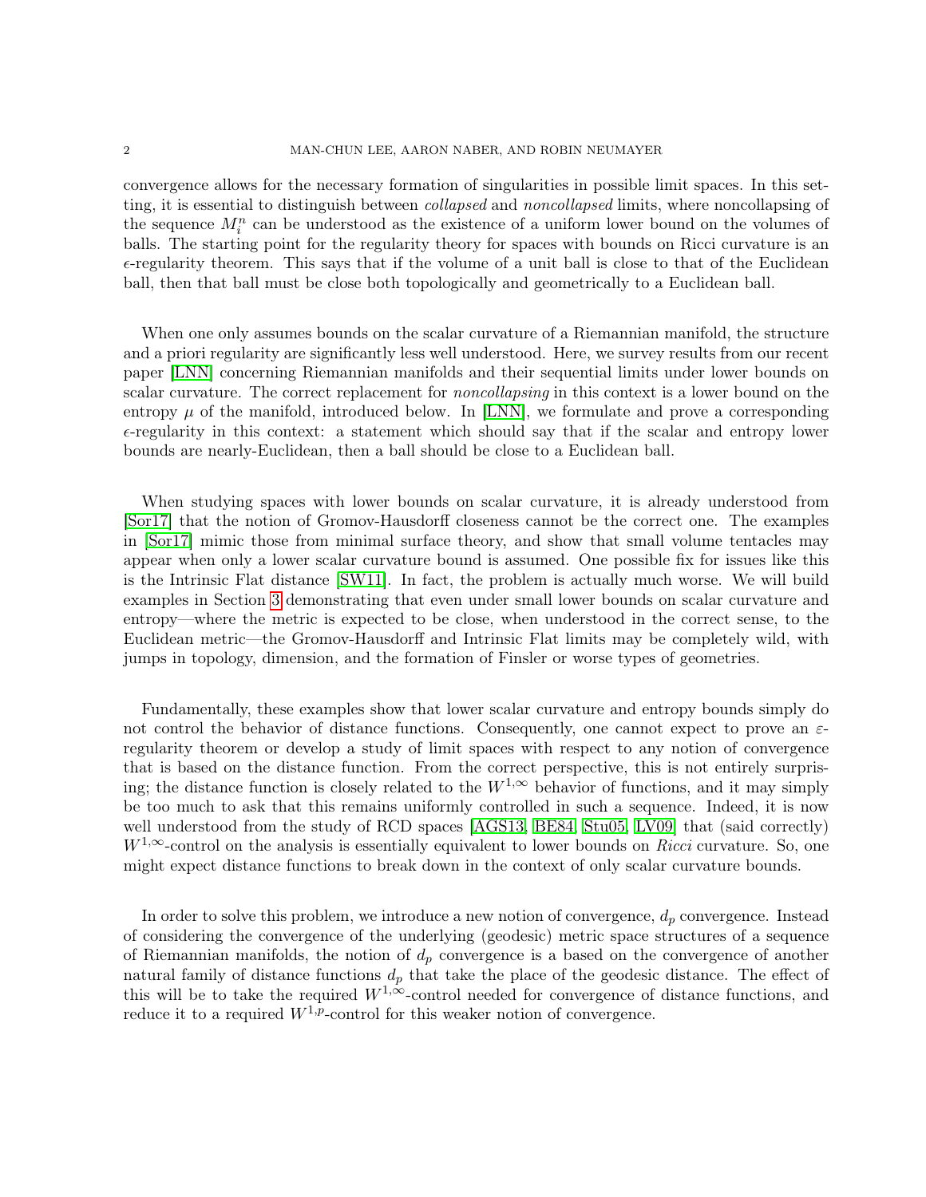convergence allows for the necessary formation of singularities in possible limit spaces. In this setting, it is essential to distinguish between *collapsed* and *noncollapsed* limits, where noncollapsing of the sequence $M_i^n$ can be understood as the existence of a uniform lower bound on the volumes of balls. The starting point for the regularity theory for spaces with bounds on Ricci curvature is an $\epsilon$-regularity theorem. This says that if the volume of a unit ball is close to that of the Euclidean ball, then that ball must be close both topologically and geometrically to a Euclidean ball.

When one only assumes bounds on the scalar curvature of a Riemannian manifold, the structure and a priori regularity are significantly less well understood. Here, we survey results from our recent paper [LNN] concerning Riemannian manifolds and their sequential limits under lower bounds on scalar curvature. The correct replacement for *noncollapsing* in this context is a lower bound on the entropy $\mu$ of the manifold, introduced below. In [LNN], we formulate and prove a corresponding $\epsilon$-regularity in this context: a statement which should say that if the scalar and entropy lower bounds are nearly-Euclidean, then a ball should be close to a Euclidean ball.

When studying spaces with lower bounds on scalar curvature, it is already understood from [Sor17] that the notion of Gromov-Hausdorff closeness cannot be the correct one. The examples in [Sor17] mimic those from minimal surface theory, and show that small volume tentacles may appear when only a lower scalar curvature bound is assumed. One possible fix for issues like this is the Intrinsic Flat distance [SW11]. In fact, the problem is actually much worse. We will build examples in Section 3 demonstrating that even under small lower bounds on scalar curvature and entropy—where the metric is expected to be close, when understood in the correct sense, to the Euclidean metric—the Gromov-Hausdorff and Intrinsic Flat limits may be completely wild, with jumps in topology, dimension, and the formation of Finsler or worse types of geometries.

Fundamentally, these examples show that lower scalar curvature and entropy bounds simply do not control the behavior of distance functions. Consequently, one cannot expect to prove an $\varepsilon$-regularity theorem or develop a study of limit spaces with respect to any notion of convergence that is based on the distance function. From the correct perspective, this is not entirely surprising; the distance function is closely related to the $W^{1,\infty}$ behavior of functions, and it may simply be too much to ask that this remains uniformly controlled in such a sequence. Indeed, it is now well understood from the study of RCD spaces [AGS13, BE84, Stu05, LV09] that (said correctly) $W^{1,\infty}$-control on the analysis is essentially equivalent to lower bounds on *Ricci* curvature. So, one might expect distance functions to break down in the context of only scalar curvature bounds.

In order to solve this problem, we introduce a new notion of convergence, $d_p$ convergence. Instead of considering the convergence of the underlying (geodesic) metric space structures of a sequence of Riemannian manifolds, the notion of $d_p$ convergence is a based on the convergence of another natural family of distance functions $d_p$ that take the place of the geodesic distance. The effect of this will be to take the required $W^{1,\infty}$-control needed for convergence of distance functions, and reduce it to a required $W^{1,p}$-control for this weaker notion of convergence.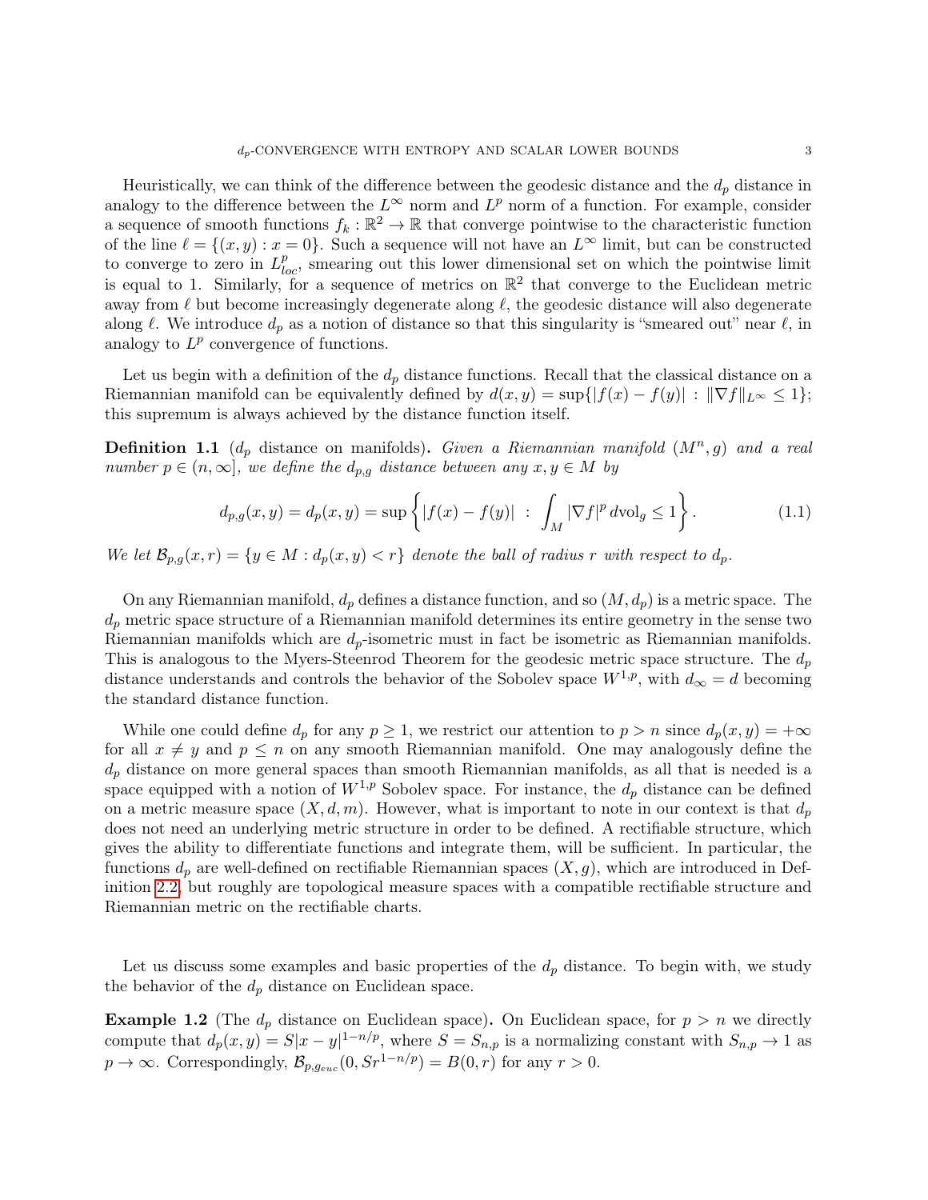Heuristically, we can think of the difference between the geodesic distance and the $d_p$ distance in analogy to the difference between the $L^\infty$ norm and $L^p$ norm of a function. For example, consider a sequence of smooth functions $f_k : \mathbb{R}^2 \to \mathbb{R}$ that converge pointwise to the characteristic function of the line $\ell = \{(x, y) : x = 0\}$. Such a sequence will not have an $L^\infty$ limit, but can be constructed to converge to zero in $L^p_{loc}$, smearing out this lower dimensional set on which the pointwise limit is equal to 1. Similarly, for a sequence of metrics on $\mathbb{R}^2$ that converge to the Euclidean metric away from $\ell$ but become increasingly degenerate along $\ell$, the geodesic distance will also degenerate along $\ell$. We introduce $d_p$ as a notion of distance so that this singularity is "smeared out" near $\ell$, in analogy to $L^p$ convergence of functions.

Let us begin with a definition of the $d_p$ distance functions. Recall that the classical distance on a Riemannian manifold can be equivalently defined by $d(x, y) = \sup\{|f(x) - f(y)| : \|\nabla f\|_{L^\infty} \leq 1\}$; this supremum is always achieved by the distance function itself.

**Definition 1.1** ($d_p$ distance on manifolds)**.** *Given a Riemannian manifold $(M^n, g)$ and a real number $p \in (n, \infty]$, we define the $d_{p,g}$ distance between any $x, y \in M$ by*

$$d_{p,g}(x, y) = d_p(x, y) = \sup\left\{|f(x) - f(y)| \ : \ \int_M |\nabla f|^p \, \mathrm{dvol}_g \leq 1\right\}. \tag{1.1}$$

*We let $\mathcal{B}_{p,g}(x, r) = \{y \in M : d_p(x, y) < r\}$ denote the ball of radius $r$ with respect to $d_p$.*

On any Riemannian manifold, $d_p$ defines a distance function, and so $(M, d_p)$ is a metric space. The $d_p$ metric space structure of a Riemannian manifold determines its entire geometry in the sense two Riemannian manifolds which are $d_p$-isometric must in fact be isometric as Riemannian manifolds. This is analogous to the Myers-Steenrod Theorem for the geodesic metric space structure. The $d_p$ distance understands and controls the behavior of the Sobolev space $W^{1,p}$, with $d_\infty = d$ becoming the standard distance function.

While one could define $d_p$ for any $p \geq 1$, we restrict our attention to $p > n$ since $d_p(x, y) = +\infty$ for all $x \neq y$ and $p \leq n$ on any smooth Riemannian manifold. One may analogously define the $d_p$ distance on more general spaces than smooth Riemannian manifolds, as all that is needed is a space equipped with a notion of $W^{1,p}$ Sobolev space. For instance, the $d_p$ distance can be defined on a metric measure space $(X, d, m)$. However, what is important to note in our context is that $d_p$ does not need an underlying metric structure in order to be defined. A rectifiable structure, which gives the ability to differentiate functions and integrate them, will be sufficient. In particular, the functions $d_p$ are well-defined on rectifiable Riemannian spaces $(X, g)$, which are introduced in Definition 2.2, but roughly are topological measure spaces with a compatible rectifiable structure and Riemannian metric on the rectifiable charts.

Let us discuss some examples and basic properties of the $d_p$ distance. To begin with, we study the behavior of the $d_p$ distance on Euclidean space.

**Example 1.2** (The $d_p$ distance on Euclidean space)**.** On Euclidean space, for $p > n$ we directly compute that $d_p(x, y) = S|x - y|^{1-n/p}$, where $S = S_{n,p}$ is a normalizing constant with $S_{n,p} \to 1$ as $p \to \infty$. Correspondingly, $\mathcal{B}_{p,g_{euc}}(0, Sr^{1-n/p}) = B(0, r)$ for any $r > 0$.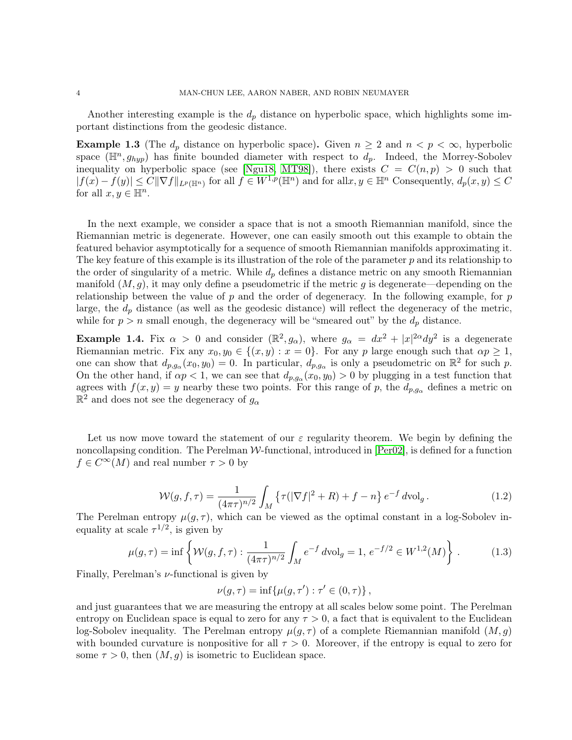Another interesting example is the $d_p$ distance on hyperbolic space, which highlights some important distinctions from the geodesic distance.

**Example 1.3** (The $d_p$ distance on hyperbolic space)**.** Given $n \geq 2$ and $n < p < \infty$, hyperbolic space $(\mathbb{H}^n, g_{hyp})$ has finite bounded diameter with respect to $d_p$. Indeed, the Morrey-Sobolev inequality on hyperbolic space (see [Ngu18, MT98]), there exists $C = C(n,p) > 0$ such that $|f(x) - f(y)| \leq C \|\nabla f\|_{L^p(\mathbb{H}^n)}$ for all $f \in W^{1,p}(\mathbb{H}^n)$ and for all$x, y \in \mathbb{H}^n$ Consequently, $d_p(x,y) \leq C$ for all $x, y \in \mathbb{H}^n$.

In the next example, we consider a space that is not a smooth Riemannian manifold, since the Riemannian metric is degenerate. However, one can easily smooth out this example to obtain the featured behavior asymptotically for a sequence of smooth Riemannian manifolds approximating it. The key feature of this example is its illustration of the role of the parameter $p$ and its relationship to the order of singularity of a metric. While $d_p$ defines a distance metric on any smooth Riemannian manifold $(M,g)$, it may only define a pseudometric if the metric $g$ is degenerate—depending on the relationship between the value of $p$ and the order of degeneracy. In the following example, for $p$ large, the $d_p$ distance (as well as the geodesic distance) will reflect the degeneracy of the metric, while for $p > n$ small enough, the degeneracy will be "smeared out" by the $d_p$ distance.

**Example 1.4.** Fix $\alpha > 0$ and consider $(\mathbb{R}^2, g_\alpha)$, where $g_\alpha = dx^2 + |x|^{2\alpha} dy^2$ is a degenerate Riemannian metric. Fix any $x_0, y_0 \in \{(x,y) : x = 0\}$. For any $p$ large enough such that $\alpha p \geq 1$, one can show that $d_{p,g_\alpha}(x_0, y_0) = 0$. In particular, $d_{p,g_\alpha}$ is only a pseudometric on $\mathbb{R}^2$ for such $p$. On the other hand, if $\alpha p < 1$, we can see that $d_{p,g_\alpha}(x_0, y_0) > 0$ by plugging in a test function that agrees with $f(x,y) = y$ nearby these two points. For this range of $p$, the $d_{p,g_\alpha}$ defines a metric on $\mathbb{R}^2$ and does not see the degeneracy of $g_\alpha$

Let us now move toward the statement of our $\varepsilon$ regularity theorem. We begin by defining the noncollapsing condition. The Perelman $\mathcal{W}$-functional, introduced in [Per02], is defined for a function $f \in C^\infty(M)$ and real number $\tau > 0$ by

$$
\mathcal{W}(g, f, \tau) = \frac{1}{(4\pi\tau)^{n/2}} \int_M \left\{ \tau(|\nabla f|^2 + R) + f - n \right\} e^{-f} \, d\mathrm{vol}_g \, . \tag{1.2}
$$

The Perelman entropy $\mu(g,\tau)$, which can be viewed as the optimal constant in a log-Sobolev inequality at scale $\tau^{1/2}$, is given by

$$
\mu(g,\tau) = \inf \left\{ \mathcal{W}(g,f,\tau) : \frac{1}{(4\pi\tau)^{n/2}} \int_M e^{-f} \, d\mathrm{vol}_g = 1, \, e^{-f/2} \in W^{1,2}(M) \right\} . \tag{1.3}
$$

Finally, Perelman's $\nu$-functional is given by

$$
\nu(g,\tau) = \inf\{\mu(g,\tau') : \tau' \in (0,\tau)\} \, ,
$$

and just guarantees that we are measuring the entropy at all scales below some point. The Perelman entropy on Euclidean space is equal to zero for any $\tau > 0$, a fact that is equivalent to the Euclidean log-Sobolev inequality. The Perelman entropy $\mu(g,\tau)$ of a complete Riemannian manifold $(M,g)$ with bounded curvature is nonpositive for all $\tau > 0$. Moreover, if the entropy is equal to zero for some $\tau > 0$, then $(M,g)$ is isometric to Euclidean space.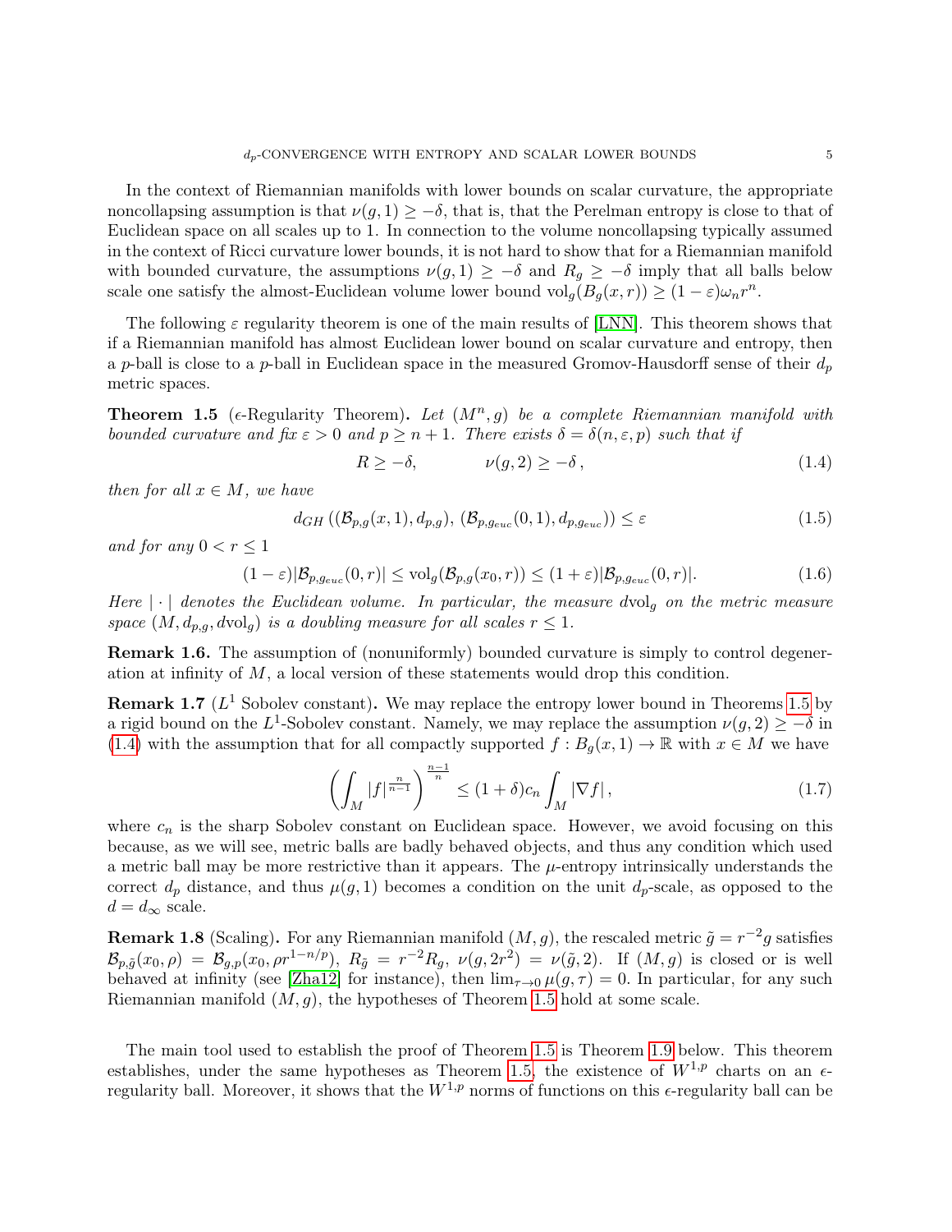In the context of Riemannian manifolds with lower bounds on scalar curvature, the appropriate noncollapsing assumption is that $\nu(g,1) \geq -\delta$, that is, that the Perelman entropy is close to that of Euclidean space on all scales up to 1. In connection to the volume noncollapsing typically assumed in the context of Ricci curvature lower bounds, it is not hard to show that for a Riemannian manifold with bounded curvature, the assumptions $\nu(g,1) \geq -\delta$ and $R_g \geq -\delta$ imply that all balls below scale one satisfy the almost-Euclidean volume lower bound $\mathrm{vol}_g(B_g(x,r)) \geq (1-\varepsilon)\omega_n r^n$.

The following $\varepsilon$ regularity theorem is one of the main results of [LNN]. This theorem shows that if a Riemannian manifold has almost Euclidean lower bound on scalar curvature and entropy, then a $p$-ball is close to a $p$-ball in Euclidean space in the measured Gromov-Hausdorff sense of their $d_p$ metric spaces.

**Theorem 1.5** ($\epsilon$-Regularity Theorem)**.** *Let $(M^n, g)$ be a complete Riemannian manifold with bounded curvature and fix $\varepsilon > 0$ and $p \geq n+1$. There exists $\delta = \delta(n, \varepsilon, p)$ such that if*

$$R \geq -\delta, \qquad\qquad \nu(g,2) \geq -\delta\,, \tag{1.4}$$

*then for all $x \in M$, we have*

$$d_{GH}\left((\mathcal{B}_{p,g}(x,1), d_{p,g}),\, (\mathcal{B}_{p,g_{euc}}(0,1), d_{p,g_{euc}})\right) \leq \varepsilon \tag{1.5}$$

*and for any $0 < r \leq 1$*

$$(1-\varepsilon)|\mathcal{B}_{p,g_{euc}}(0,r)| \leq \mathrm{vol}_g(\mathcal{B}_{p,g}(x_0,r)) \leq (1+\varepsilon)|\mathcal{B}_{p,g_{euc}}(0,r)|. \tag{1.6}$$

*Here $|\cdot|$ denotes the Euclidean volume. In particular, the measure $d\mathrm{vol}_g$ on the metric measure space $(M, d_{p,g}, d\mathrm{vol}_g)$ is a doubling measure for all scales $r \leq 1$.*

**Remark 1.6.** The assumption of (nonuniformly) bounded curvature is simply to control degeneration at infinity of $M$, a local version of these statements would drop this condition.

**Remark 1.7** ($L^1$ Sobolev constant)**.** We may replace the entropy lower bound in Theorems 1.5 by a rigid bound on the $L^1$-Sobolev constant. Namely, we may replace the assumption $\nu(g,2) \geq -\delta$ in (1.4) with the assumption that for all compactly supported $f : B_g(x,1) \to \mathbb{R}$ with $x \in M$ we have

$$\left(\int_M |f|^{\frac{n}{n-1}}\right)^{\frac{n-1}{n}} \leq (1+\delta)c_n \int_M |\nabla f|\,, \tag{1.7}$$

where $c_n$ is the sharp Sobolev constant on Euclidean space. However, we avoid focusing on this because, as we will see, metric balls are badly behaved objects, and thus any condition which used a metric ball may be more restrictive than it appears. The $\mu$-entropy intrinsically understands the correct $d_p$ distance, and thus $\mu(g,1)$ becomes a condition on the unit $d_p$-scale, as opposed to the $d = d_\infty$ scale.

**Remark 1.8** (Scaling)**.** For any Riemannian manifold $(M,g)$, the rescaled metric $\tilde{g} = r^{-2}g$ satisfies $\mathcal{B}_{p,\tilde{g}}(x_0,\rho) = \mathcal{B}_{g,p}(x_0, \rho r^{1-n/p})$, $R_{\tilde{g}} = r^{-2}R_g$, $\nu(g,2r^2) = \nu(\tilde{g},2)$. If $(M,g)$ is closed or is well behaved at infinity (see [Zha12] for instance), then $\lim_{\tau\to 0}\mu(g,\tau) = 0$. In particular, for any such Riemannian manifold $(M,g)$, the hypotheses of Theorem 1.5 hold at some scale.

The main tool used to establish the proof of Theorem 1.5 is Theorem 1.9 below. This theorem establishes, under the same hypotheses as Theorem 1.5, the existence of $W^{1,p}$ charts on an $\epsilon$-regularity ball. Moreover, it shows that the $W^{1,p}$ norms of functions on this $\epsilon$-regularity ball can be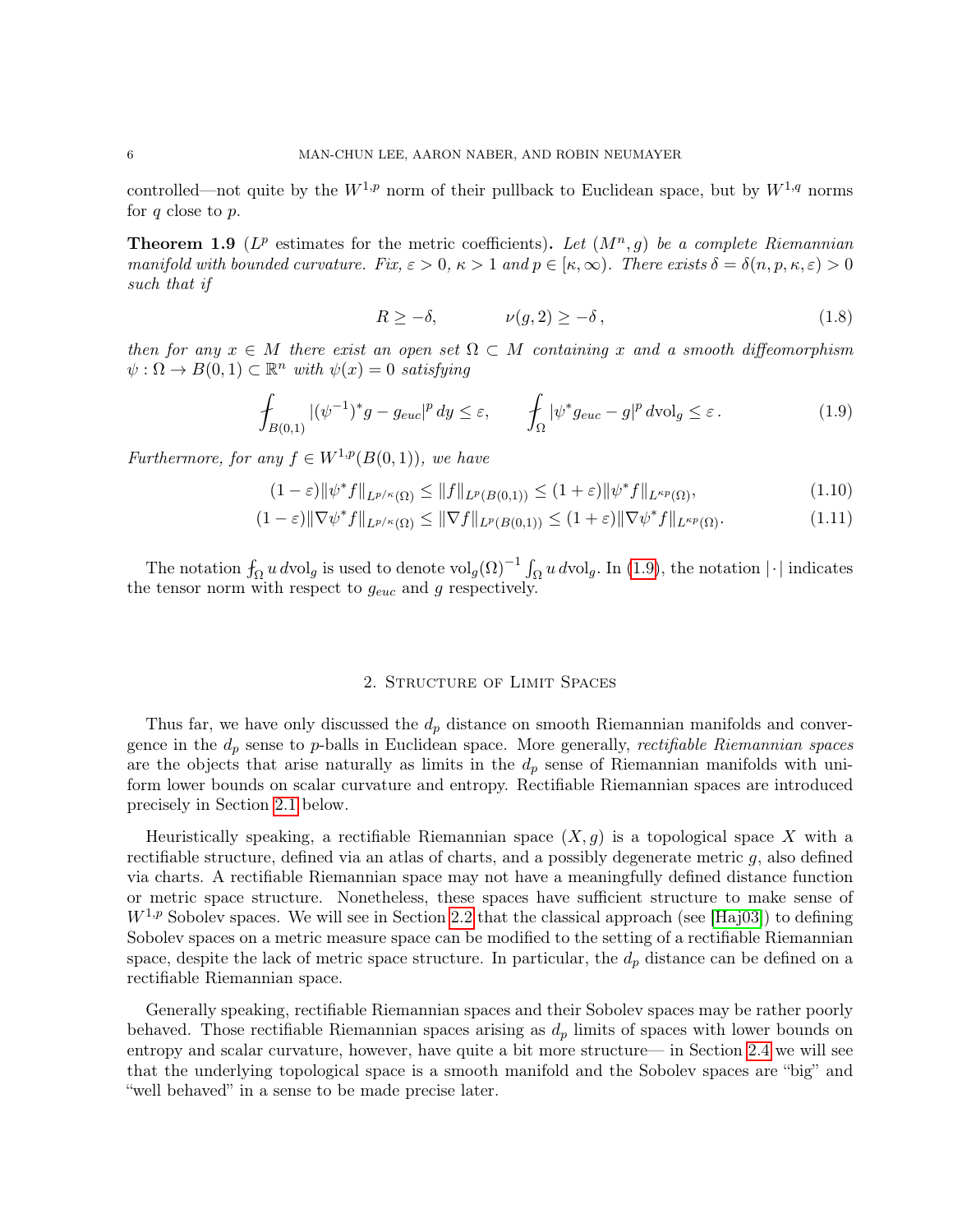controlled—not quite by the $W^{1,p}$ norm of their pullback to Euclidean space, but by $W^{1,q}$ norms for $q$ close to $p$.

**Theorem 1.9** ($L^p$ estimates for the metric coefficients). *Let $(M^n, g)$ be a complete Riemannian manifold with bounded curvature. Fix, $\varepsilon > 0$, $\kappa > 1$ and $p \in [\kappa, \infty)$. There exists $\delta = \delta(n, p, \kappa, \varepsilon) > 0$ such that if*

$$R \geq -\delta, \qquad \nu(g, 2) \geq -\delta\,, \tag{1.8}$$

*then for any $x \in M$ there exist an open set $\Omega \subset M$ containing $x$ and a smooth diffeomorphism $\psi : \Omega \to B(0,1) \subset \mathbb{R}^n$ with $\psi(x) = 0$ satisfying*

$$\fint_{B(0,1)} |(\psi^{-1})^* g - g_{euc}|^p \, dy \leq \varepsilon, \qquad \fint_{\Omega} |\psi^* g_{euc} - g|^p \, d\mathrm{vol}_g \leq \varepsilon\,. \tag{1.9}$$

*Furthermore, for any $f \in W^{1,p}(B(0,1))$, we have*

$$(1-\varepsilon)\|\psi^* f\|_{L^{p/\kappa}(\Omega)} \leq \|f\|_{L^p(B(0,1))} \leq (1+\varepsilon)\|\psi^* f\|_{L^{\kappa p}(\Omega)}, \tag{1.10}$$

$$(1-\varepsilon)\|\nabla \psi^* f\|_{L^{p/\kappa}(\Omega)} \leq \|\nabla f\|_{L^p(B(0,1))} \leq (1+\varepsilon)\|\nabla \psi^* f\|_{L^{\kappa p}(\Omega)}. \tag{1.11}$$

The notation $\fint_\Omega u \, d\mathrm{vol}_g$ is used to denote $\mathrm{vol}_g(\Omega)^{-1} \int_\Omega u \, d\mathrm{vol}_g$. In (1.9), the notation $|\cdot|$ indicates the tensor norm with respect to $g_{euc}$ and $g$ respectively.

## 2. Structure of Limit Spaces

Thus far, we have only discussed the $d_p$ distance on smooth Riemannian manifolds and convergence in the $d_p$ sense to $p$-balls in Euclidean space. More generally, *rectifiable Riemannian spaces* are the objects that arise naturally as limits in the $d_p$ sense of Riemannian manifolds with uniform lower bounds on scalar curvature and entropy. Rectifiable Riemannian spaces are introduced precisely in Section 2.1 below.

Heuristically speaking, a rectifiable Riemannian space $(X, g)$ is a topological space $X$ with a rectifiable structure, defined via an atlas of charts, and a possibly degenerate metric $g$, also defined via charts. A rectifiable Riemannian space may not have a meaningfully defined distance function or metric space structure. Nonetheless, these spaces have sufficient structure to make sense of $W^{1,p}$ Sobolev spaces. We will see in Section 2.2 that the classical approach (see [Haj03]) to defining Sobolev spaces on a metric measure space can be modified to the setting of a rectifiable Riemannian space, despite the lack of metric space structure. In particular, the $d_p$ distance can be defined on a rectifiable Riemannian space.

Generally speaking, rectifiable Riemannian spaces and their Sobolev spaces may be rather poorly behaved. Those rectifiable Riemannian spaces arising as $d_p$ limits of spaces with lower bounds on entropy and scalar curvature, however, have quite a bit more structure— in Section 2.4 we will see that the underlying topological space is a smooth manifold and the Sobolev spaces are "big" and "well behaved" in a sense to be made precise later.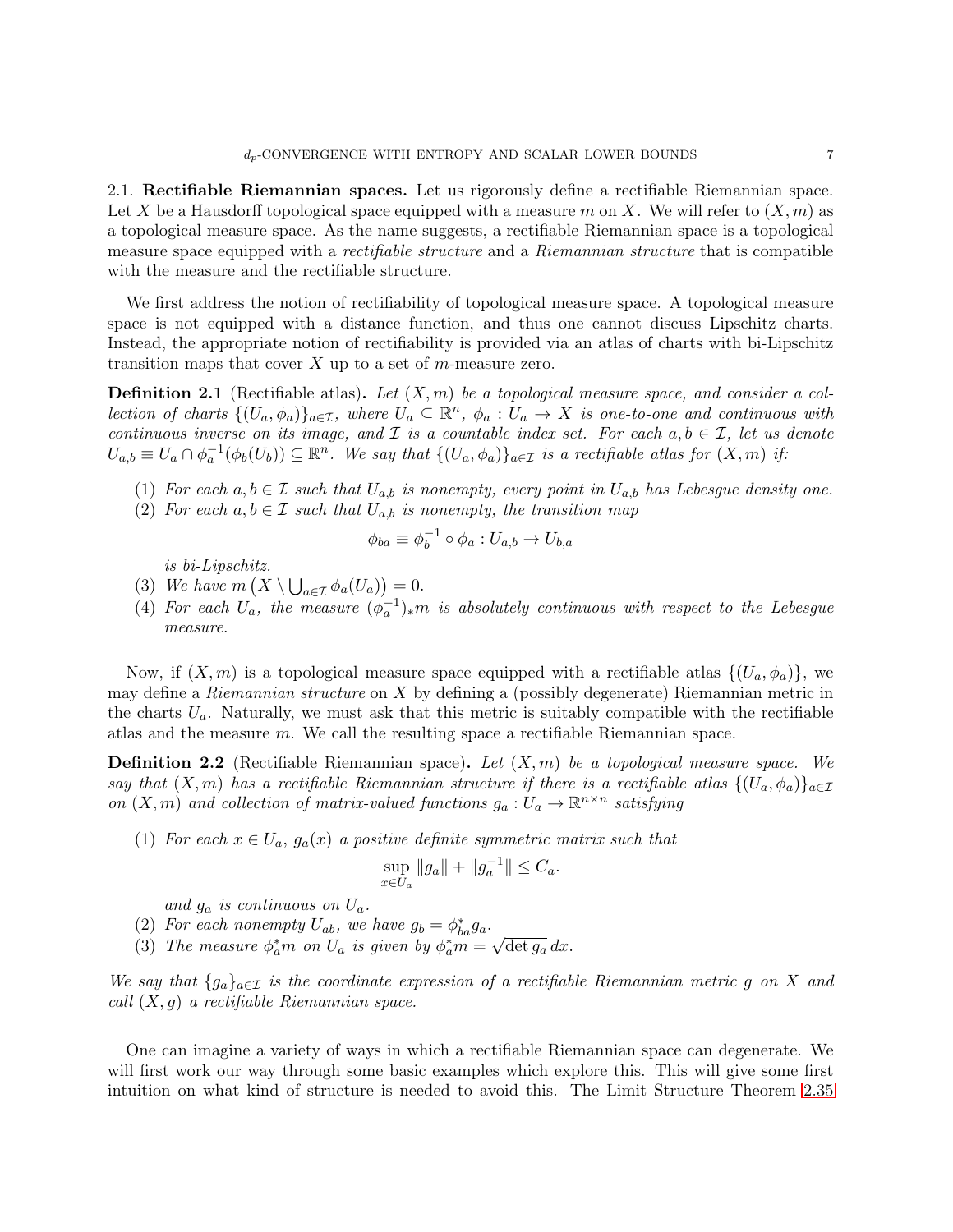### 2.1. Rectifiable Riemannian spaces.

Let us rigorously define a rectifiable Riemannian space. Let $X$ be a Hausdorff topological space equipped with a measure $m$ on $X$. We will refer to $(X, m)$ as a topological measure space. As the name suggests, a rectifiable Riemannian space is a topological measure space equipped with a *rectifiable structure* and a *Riemannian structure* that is compatible with the measure and the rectifiable structure.

We first address the notion of rectifiability of topological measure space. A topological measure space is not equipped with a distance function, and thus one cannot discuss Lipschitz charts. Instead, the appropriate notion of rectifiability is provided via an atlas of charts with bi-Lipschitz transition maps that cover $X$ up to a set of $m$-measure zero.

**Definition 2.1** (Rectifiable atlas)**.** *Let $(X, m)$ be a topological measure space, and consider a collection of charts $\{(U_a, \phi_a)\}_{a\in\mathcal{I}}$, where $U_a \subseteq \mathbb{R}^n$, $\phi_a : U_a \to X$ is one-to-one and continuous with continuous inverse on its image, and $\mathcal{I}$ is a countable index set. For each $a, b \in \mathcal{I}$, let us denote $U_{a,b} \equiv U_a \cap \phi_a^{-1}(\phi_b(U_b)) \subseteq \mathbb{R}^n$. We say that $\{(U_a, \phi_a)\}_{a\in\mathcal{I}}$ is a rectifiable atlas for $(X, m)$ if:*

1. *For each $a, b \in \mathcal{I}$ such that $U_{a,b}$ is nonempty, every point in $U_{a,b}$ has Lebesgue density one.*
2. *For each $a, b \in \mathcal{I}$ such that $U_{a,b}$ is nonempty, the transition map*
$$\phi_{ba} \equiv \phi_b^{-1} \circ \phi_a : U_{a,b} \to U_{b,a}$$
*is bi-Lipschitz.*
3. *We have $m\left(X \setminus \bigcup_{a\in\mathcal{I}} \phi_a(U_a)\right) = 0$.*
4. *For each $U_a$, the measure $(\phi_a^{-1})_* m$ is absolutely continuous with respect to the Lebesgue measure.*

Now, if $(X, m)$ is a topological measure space equipped with a rectifiable atlas $\{(U_a, \phi_a)\}$, we may define a *Riemannian structure* on $X$ by defining a (possibly degenerate) Riemannian metric in the charts $U_a$. Naturally, we must ask that this metric is suitably compatible with the rectifiable atlas and the measure $m$. We call the resulting space a rectifiable Riemannian space.

**Definition 2.2** (Rectifiable Riemannian space)**.** *Let $(X, m)$ be a topological measure space. We say that $(X, m)$ has a rectifiable Riemannian structure if there is a rectifiable atlas $\{(U_a, \phi_a)\}_{a\in\mathcal{I}}$ on $(X, m)$ and collection of matrix-valued functions $g_a : U_a \to \mathbb{R}^{n\times n}$ satisfying*

1. *For each $x \in U_a$, $g_a(x)$ a positive definite symmetric matrix such that*
$$\sup_{x\in U_a} \|g_a\| + \|g_a^{-1}\| \leq C_a.$$
*and $g_a$ is continuous on $U_a$.*
2. *For each nonempty $U_{ab}$, we have $g_b = \phi_{ba}^* g_a$.*
3. *The measure $\phi_a^* m$ on $U_a$ is given by $\phi_a^* m = \sqrt{\det g_a}\, dx$.*

*We say that $\{g_a\}_{a\in\mathcal{I}}$ is the coordinate expression of a rectifiable Riemannian metric $g$ on $X$ and call $(X, g)$ a rectifiable Riemannian space.*

One can imagine a variety of ways in which a rectifiable Riemannian space can degenerate. We will first work our way through some basic examples which explore this. This will give some first intuition on what kind of structure is needed to avoid this. The Limit Structure Theorem 2.35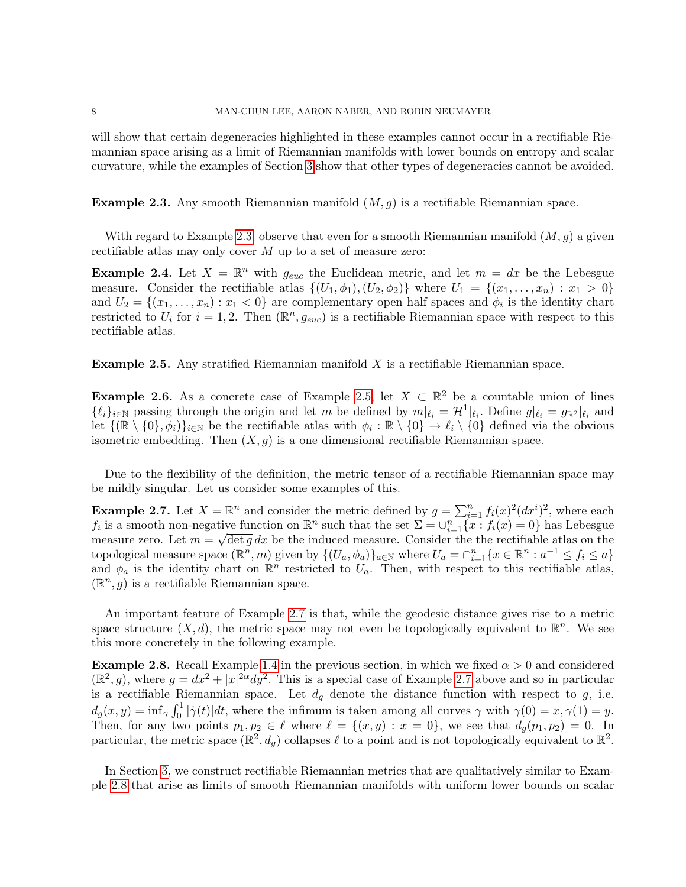will show that certain degeneracies highlighted in these examples cannot occur in a rectifiable Riemannian space arising as a limit of Riemannian manifolds with lower bounds on entropy and scalar curvature, while the examples of Section 3 show that other types of degeneracies cannot be avoided.

**Example 2.3.** Any smooth Riemannian manifold $(M, g)$ is a rectifiable Riemannian space.

With regard to Example 2.3, observe that even for a smooth Riemannian manifold $(M, g)$ a given rectifiable atlas may only cover $M$ up to a set of measure zero:

**Example 2.4.** Let $X = \mathbb{R}^n$ with $g_{euc}$ the Euclidean metric, and let $m = dx$ be the Lebesgue measure. Consider the rectifiable atlas $\{(U_1, \phi_1), (U_2, \phi_2)\}$ where $U_1 = \{(x_1, \dots, x_n) : x_1 > 0\}$ and $U_2 = \{(x_1, \dots, x_n) : x_1 < 0\}$ are complementary open half spaces and $\phi_i$ is the identity chart restricted to $U_i$ for $i = 1, 2$. Then $(\mathbb{R}^n, g_{euc})$ is a rectifiable Riemannian space with respect to this rectifiable atlas.

**Example 2.5.** Any stratified Riemannian manifold $X$ is a rectifiable Riemannian space.

**Example 2.6.** As a concrete case of Example 2.5, let $X \subset \mathbb{R}^2$ be a countable union of lines $\{\ell_i\}_{i\in\mathbb{N}}$ passing through the origin and let $m$ be defined by $m|_{\ell_i} = \mathcal{H}^1|_{\ell_i}$. Define $g|_{\ell_i} = g_{\mathbb{R}^2}|_{\ell_i}$ and let $\{(\mathbb{R} \setminus \{0\}, \phi_i)\}_{i\in\mathbb{N}}$ be the rectifiable atlas with $\phi_i : \mathbb{R} \setminus \{0\} \to \ell_i \setminus \{0\}$ defined via the obvious isometric embedding. Then $(X, g)$ is a one dimensional rectifiable Riemannian space.

Due to the flexibility of the definition, the metric tensor of a rectifiable Riemannian space may be mildly singular. Let us consider some examples of this.

**Example 2.7.** Let $X = \mathbb{R}^n$ and consider the metric defined by $g = \sum_{i=1}^n f_i(x)^2 (dx^i)^2$, where each $f_i$ is a smooth non-negative function on $\mathbb{R}^n$ such that the set $\Sigma = \cup_{i=1}^n \{x : f_i(x) = 0\}$ has Lebesgue measure zero. Let $m = \sqrt{\det g}\, dx$ be the induced measure. Consider the the rectifiable atlas on the topological measure space $(\mathbb{R}^n, m)$ given by $\{(U_a, \phi_a)\}_{a\in\mathbb{N}}$ where $U_a = \cap_{i=1}^n \{x \in \mathbb{R}^n : a^{-1} \le f_i \le a\}$ and $\phi_a$ is the identity chart on $\mathbb{R}^n$ restricted to $U_a$. Then, with respect to this rectifiable atlas, $(\mathbb{R}^n, g)$ is a rectifiable Riemannian space.

An important feature of Example 2.7 is that, while the geodesic distance gives rise to a metric space structure $(X, d)$, the metric space may not even be topologically equivalent to $\mathbb{R}^n$. We see this more concretely in the following example.

**Example 2.8.** Recall Example 1.4 in the previous section, in which we fixed $\alpha > 0$ and considered $(\mathbb{R}^2, g)$, where $g = dx^2 + |x|^{2\alpha} dy^2$. This is a special case of Example 2.7 above and so in particular is a rectifiable Riemannian space. Let $d_g$ denote the distance function with respect to $g$, i.e. $d_g(x, y) = \inf_\gamma \int_0^1 |\dot\gamma(t)| dt$, where the infimum is taken among all curves $\gamma$ with $\gamma(0) = x, \gamma(1) = y$. Then, for any two points $p_1, p_2 \in \ell$ where $\ell = \{(x, y) : x = 0\}$, we see that $d_g(p_1, p_2) = 0$. In particular, the metric space $(\mathbb{R}^2, d_g)$ collapses $\ell$ to a point and is not topologically equivalent to $\mathbb{R}^2$.

In Section 3, we construct rectifiable Riemannian metrics that are qualitatively similar to Example 2.8 that arise as limits of smooth Riemannian manifolds with uniform lower bounds on scalar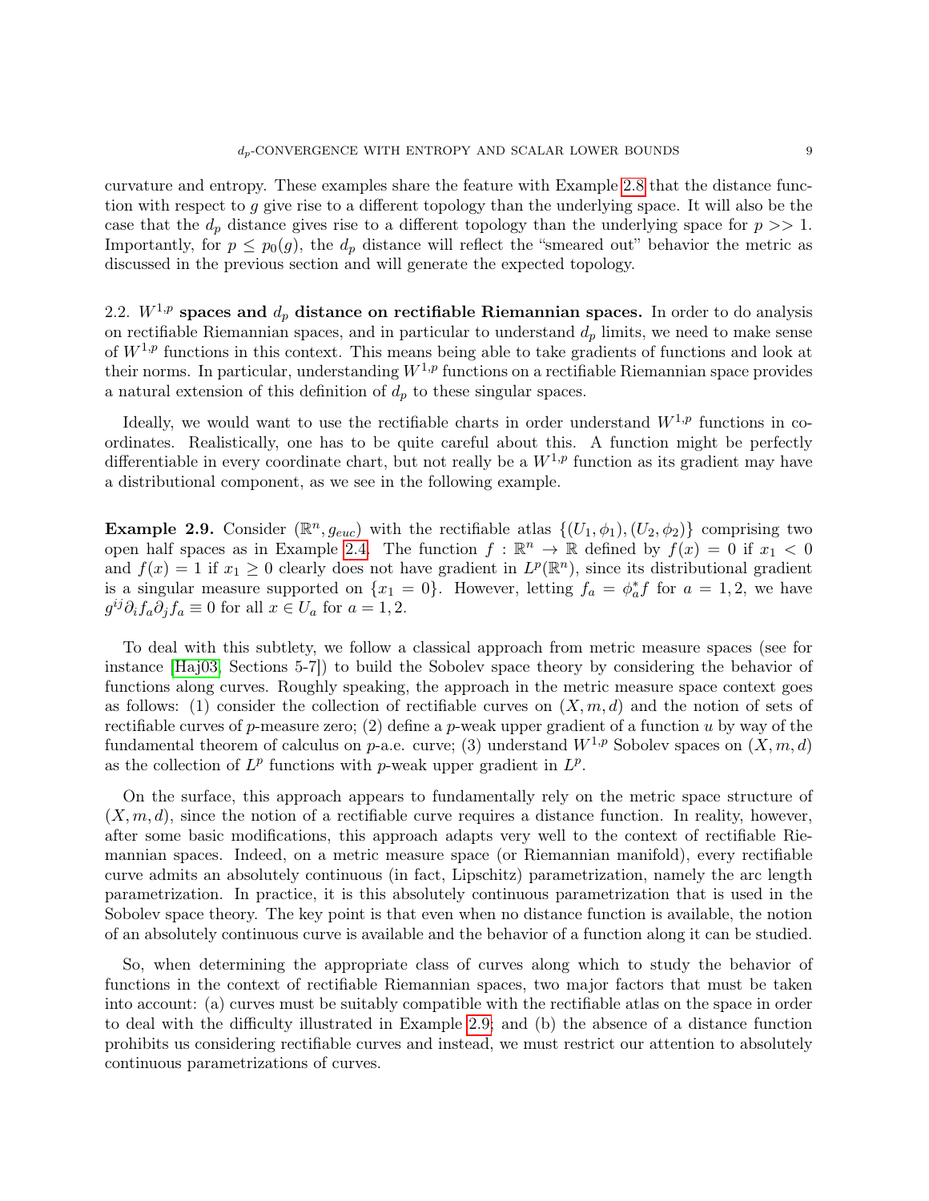curvature and entropy. These examples share the feature with Example 2.8 that the distance function with respect to $g$ give rise to a different topology than the underlying space. It will also be the case that the $d_p$ distance gives rise to a different topology than the underlying space for $p >> 1$. Importantly, for $p \leq p_0(g)$, the $d_p$ distance will reflect the "smeared out" behavior the metric as discussed in the previous section and will generate the expected topology.

### 2.2. $W^{1,p}$ spaces and $d_p$ distance on rectifiable Riemannian spaces.

In order to do analysis on rectifiable Riemannian spaces, and in particular to understand $d_p$ limits, we need to make sense of $W^{1,p}$ functions in this context. This means being able to take gradients of functions and look at their norms. In particular, understanding $W^{1,p}$ functions on a rectifiable Riemannian space provides a natural extension of this definition of $d_p$ to these singular spaces.

Ideally, we would want to use the rectifiable charts in order understand $W^{1,p}$ functions in coordinates. Realistically, one has to be quite careful about this. A function might be perfectly differentiable in every coordinate chart, but not really be a $W^{1,p}$ function as its gradient may have a distributional component, as we see in the following example.

**Example 2.9.** Consider $(\mathbb{R}^n, g_{euc})$ with the rectifiable atlas $\{(U_1, \phi_1), (U_2, \phi_2)\}$ comprising two open half spaces as in Example 2.4. The function $f : \mathbb{R}^n \to \mathbb{R}$ defined by $f(x) = 0$ if $x_1 < 0$ and $f(x) = 1$ if $x_1 \geq 0$ clearly does not have gradient in $L^p(\mathbb{R}^n)$, since its distributional gradient is a singular measure supported on $\{x_1 = 0\}$. However, letting $f_a = \phi_a^* f$ for $a = 1, 2$, we have $g^{ij}\partial_i f_a \partial_j f_a \equiv 0$ for all $x \in U_a$ for $a = 1, 2$.

To deal with this subtlety, we follow a classical approach from metric measure spaces (see for instance [Haj03, Sections 5-7]) to build the Sobolev space theory by considering the behavior of functions along curves. Roughly speaking, the approach in the metric measure space context goes as follows: (1) consider the collection of rectifiable curves on $(X, m, d)$ and the notion of sets of rectifiable curves of $p$-measure zero; (2) define a $p$-weak upper gradient of a function $u$ by way of the fundamental theorem of calculus on $p$-a.e. curve; (3) understand $W^{1,p}$ Sobolev spaces on $(X, m, d)$ as the collection of $L^p$ functions with $p$-weak upper gradient in $L^p$.

On the surface, this approach appears to fundamentally rely on the metric space structure of $(X, m, d)$, since the notion of a rectifiable curve requires a distance function. In reality, however, after some basic modifications, this approach adapts very well to the context of rectifiable Riemannian spaces. Indeed, on a metric measure space (or Riemannian manifold), every rectifiable curve admits an absolutely continuous (in fact, Lipschitz) parametrization, namely the arc length parametrization. In practice, it is this absolutely continuous parametrization that is used in the Sobolev space theory. The key point is that even when no distance function is available, the notion of an absolutely continuous curve is available and the behavior of a function along it can be studied.

So, when determining the appropriate class of curves along which to study the behavior of functions in the context of rectifiable Riemannian spaces, two major factors that must be taken into account: (a) curves must be suitably compatible with the rectifiable atlas on the space in order to deal with the difficulty illustrated in Example 2.9; and (b) the absence of a distance function prohibits us considering rectifiable curves and instead, we must restrict our attention to absolutely continuous parametrizations of curves.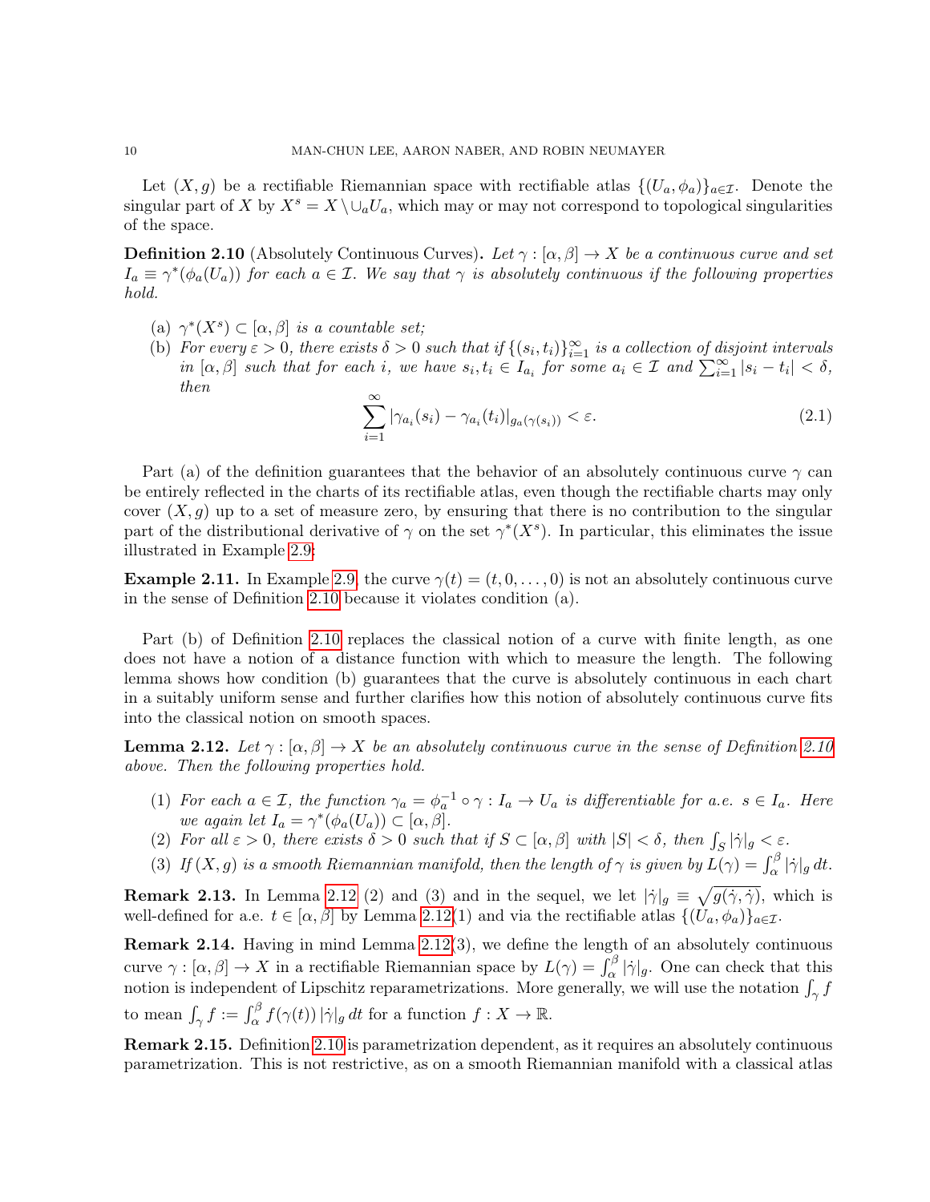Let $(X, g)$ be a rectifiable Riemannian space with rectifiable atlas $\{(U_a, \phi_a)\}_{a\in\mathcal{I}}$. Denote the singular part of $X$ by $X^s = X \setminus \cup_a U_a$, which may or may not correspond to topological singularities of the space.

**Definition 2.10** (Absolutely Continuous Curves)**.** *Let $\gamma : [\alpha, \beta] \to X$ be a continuous curve and set $I_a \equiv \gamma^*(\phi_a(U_a))$ for each $a \in \mathcal{I}$. We say that $\gamma$ is absolutely continuous if the following properties hold.*

(a) *$\gamma^*(X^s) \subset [\alpha, \beta]$ is a countable set;*

(b) *For every $\varepsilon > 0$, there exists $\delta > 0$ such that if $\{(s_i, t_i)\}_{i=1}^\infty$ is a collection of disjoint intervals in $[\alpha, \beta]$ such that for each $i$, we have $s_i, t_i \in I_{a_i}$ for some $a_i \in \mathcal{I}$ and $\sum_{i=1}^\infty |s_i - t_i| < \delta$, then*

$$\sum_{i=1}^{\infty} |\gamma_{a_i}(s_i) - \gamma_{a_i}(t_i)|_{g_a(\gamma(s_i))} < \varepsilon. \tag{2.1}$$

Part (a) of the definition guarantees that the behavior of an absolutely continuous curve $\gamma$ can be entirely reflected in the charts of its rectifiable atlas, even though the rectifiable charts may only cover $(X, g)$ up to a set of measure zero, by ensuring that there is no contribution to the singular part of the distributional derivative of $\gamma$ on the set $\gamma^*(X^s)$. In particular, this eliminates the issue illustrated in Example 2.9:

**Example 2.11.** In Example 2.9, the curve $\gamma(t) = (t, 0, \ldots, 0)$ is not an absolutely continuous curve in the sense of Definition 2.10 because it violates condition (a).

Part (b) of Definition 2.10 replaces the classical notion of a curve with finite length, as one does not have a notion of a distance function with which to measure the length. The following lemma shows how condition (b) guarantees that the curve is absolutely continuous in each chart in a suitably uniform sense and further clarifies how this notion of absolutely continuous curve fits into the classical notion on smooth spaces.

**Lemma 2.12.** *Let $\gamma : [\alpha, \beta] \to X$ be an absolutely continuous curve in the sense of Definition 2.10 above. Then the following properties hold.*

(1) *For each $a \in \mathcal{I}$, the function $\gamma_a = \phi_a^{-1} \circ \gamma : I_a \to U_a$ is differentiable for a.e. $s \in I_a$. Here we again let $I_a = \gamma^*(\phi_a(U_a)) \subset [\alpha, \beta]$.*

(2) *For all $\varepsilon > 0$, there exists $\delta > 0$ such that if $S \subset [\alpha, \beta]$ with $|S| < \delta$, then $\int_S |\dot\gamma|_g < \varepsilon$.*

(3) *If $(X, g)$ is a smooth Riemannian manifold, then the length of $\gamma$ is given by $L(\gamma) = \int_\alpha^\beta |\dot\gamma|_g \, dt$.*

**Remark 2.13.** In Lemma 2.12 (2) and (3) and in the sequel, we let $|\dot\gamma|_g \equiv \sqrt{g(\dot\gamma, \dot\gamma)}$, which is well-defined for a.e. $t \in [\alpha, \beta]$ by Lemma 2.12(1) and via the rectifiable atlas $\{(U_a, \phi_a)\}_{a\in\mathcal{I}}$.

**Remark 2.14.** Having in mind Lemma 2.12(3), we define the length of an absolutely continuous curve $\gamma : [\alpha, \beta] \to X$ in a rectifiable Riemannian space by $L(\gamma) = \int_\alpha^\beta |\dot\gamma|_g$. One can check that this notion is independent of Lipschitz reparametrizations. More generally, we will use the notation $\int_\gamma f$ to mean $\int_\gamma f := \int_\alpha^\beta f(\gamma(t))\, |\dot\gamma|_g \, dt$ for a function $f : X \to \mathbb{R}$.

**Remark 2.15.** Definition 2.10 is parametrization dependent, as it requires an absolutely continuous parametrization. This is not restrictive, as on a smooth Riemannian manifold with a classical atlas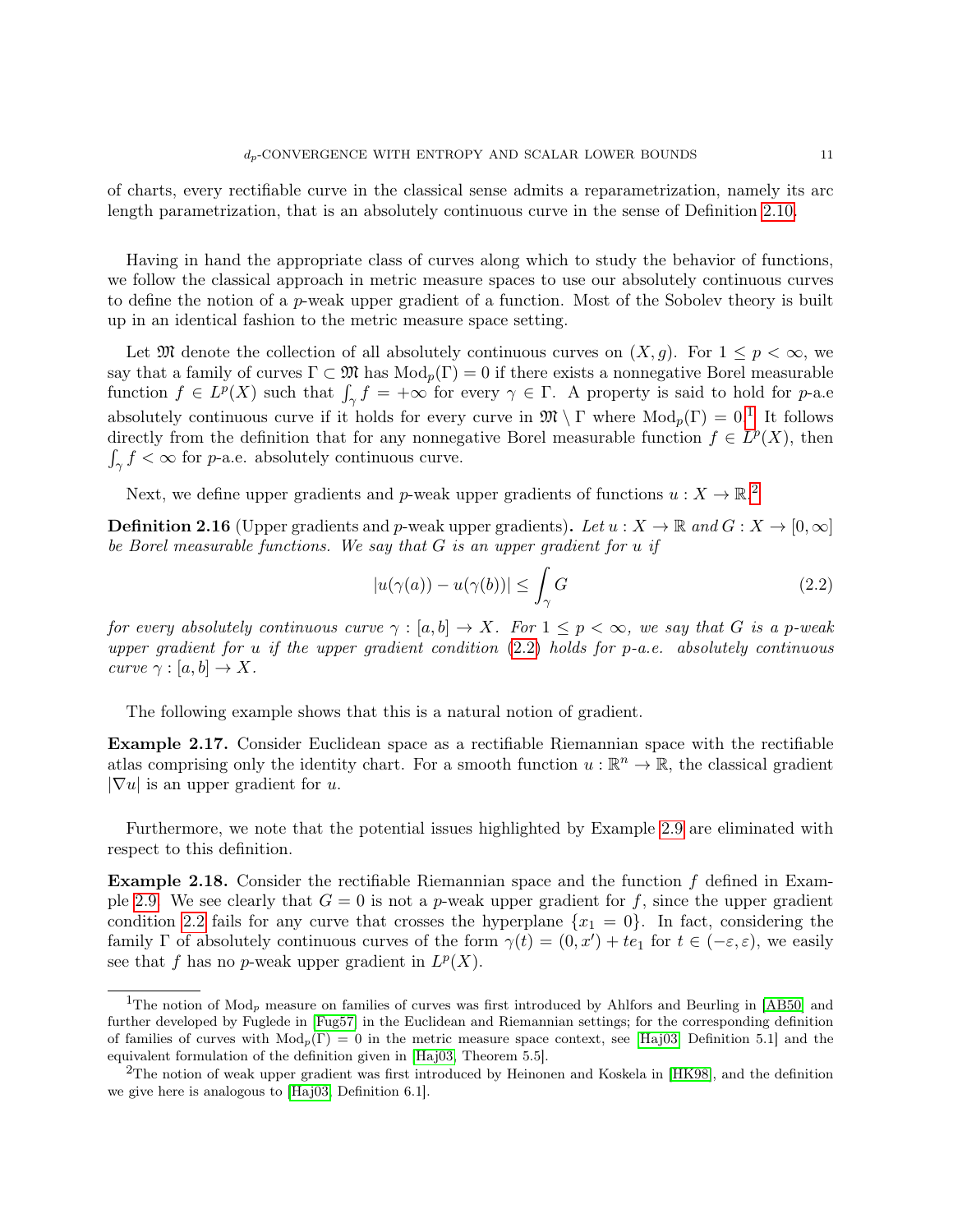of charts, every rectifiable curve in the classical sense admits a reparametrization, namely its arc length parametrization, that is an absolutely continuous curve in the sense of Definition 2.10.

Having in hand the appropriate class of curves along which to study the behavior of functions, we follow the classical approach in metric measure spaces to use our absolutely continuous curves to define the notion of a $p$-weak upper gradient of a function. Most of the Sobolev theory is built up in an identical fashion to the metric measure space setting.

Let $\mathfrak{M}$ denote the collection of all absolutely continuous curves on $(X, g)$. For $1 \leq p < \infty$, we say that a family of curves $\Gamma \subset \mathfrak{M}$ has $\mathrm{Mod}_p(\Gamma) = 0$ if there exists a nonnegative Borel measurable function $f \in L^p(X)$ such that $\int_\gamma f = +\infty$ for every $\gamma \in \Gamma$. A property is said to hold for $p$-a.e absolutely continuous curve if it holds for every curve in $\mathfrak{M} \setminus \Gamma$ where $\mathrm{Mod}_p(\Gamma) = 0$.[1] It follows directly from the definition that for any nonnegative Borel measurable function $f \in L^p(X)$, then $\int_\gamma f < \infty$ for $p$-a.e. absolutely continuous curve.

Next, we define upper gradients and $p$-weak upper gradients of functions $u : X \to \mathbb{R}$.[2]

**Definition 2.16** (Upper gradients and $p$-weak upper gradients)**.** *Let $u : X \to \mathbb{R}$ and $G : X \to [0, \infty]$ be Borel measurable functions. We say that $G$ is an upper gradient for $u$ if*

$$|u(\gamma(a)) - u(\gamma(b))| \leq \int_\gamma G \tag{2.2}$$

*for every absolutely continuous curve $\gamma : [a, b] \to X$. For $1 \leq p < \infty$, we say that $G$ is a $p$-weak upper gradient for $u$ if the upper gradient condition (2.2) holds for $p$-a.e. absolutely continuous curve $\gamma : [a, b] \to X$.*

The following example shows that this is a natural notion of gradient.

**Example 2.17.** Consider Euclidean space as a rectifiable Riemannian space with the rectifiable atlas comprising only the identity chart. For a smooth function $u : \mathbb{R}^n \to \mathbb{R}$, the classical gradient $|\nabla u|$ is an upper gradient for $u$.

Furthermore, we note that the potential issues highlighted by Example 2.9 are eliminated with respect to this definition.

**Example 2.18.** Consider the rectifiable Riemannian space and the function $f$ defined in Example 2.9. We see clearly that $G = 0$ is not a $p$-weak upper gradient for $f$, since the upper gradient condition 2.2 fails for any curve that crosses the hyperplane $\{x_1 = 0\}$. In fact, considering the family $\Gamma$ of absolutely continuous curves of the form $\gamma(t) = (0, x') + te_1$ for $t \in (-\varepsilon, \varepsilon)$, we easily see that $f$ has no $p$-weak upper gradient in $L^p(X)$.

---

[1] The notion of $\mathrm{Mod}_p$ measure on families of curves was first introduced by Ahlfors and Beurling in [AB50] and further developed by Fuglede in [Fug57] in the Euclidean and Riemannian settings; for the corresponding definition of families of curves with $\mathrm{Mod}_p(\Gamma) = 0$ in the metric measure space context, see [Haj03, Definition 5.1] and the equivalent formulation of the definition given in [Haj03, Theorem 5.5].

[2] The notion of weak upper gradient was first introduced by Heinonen and Koskela in [HK98], and the definition we give here is analogous to [Haj03, Definition 6.1].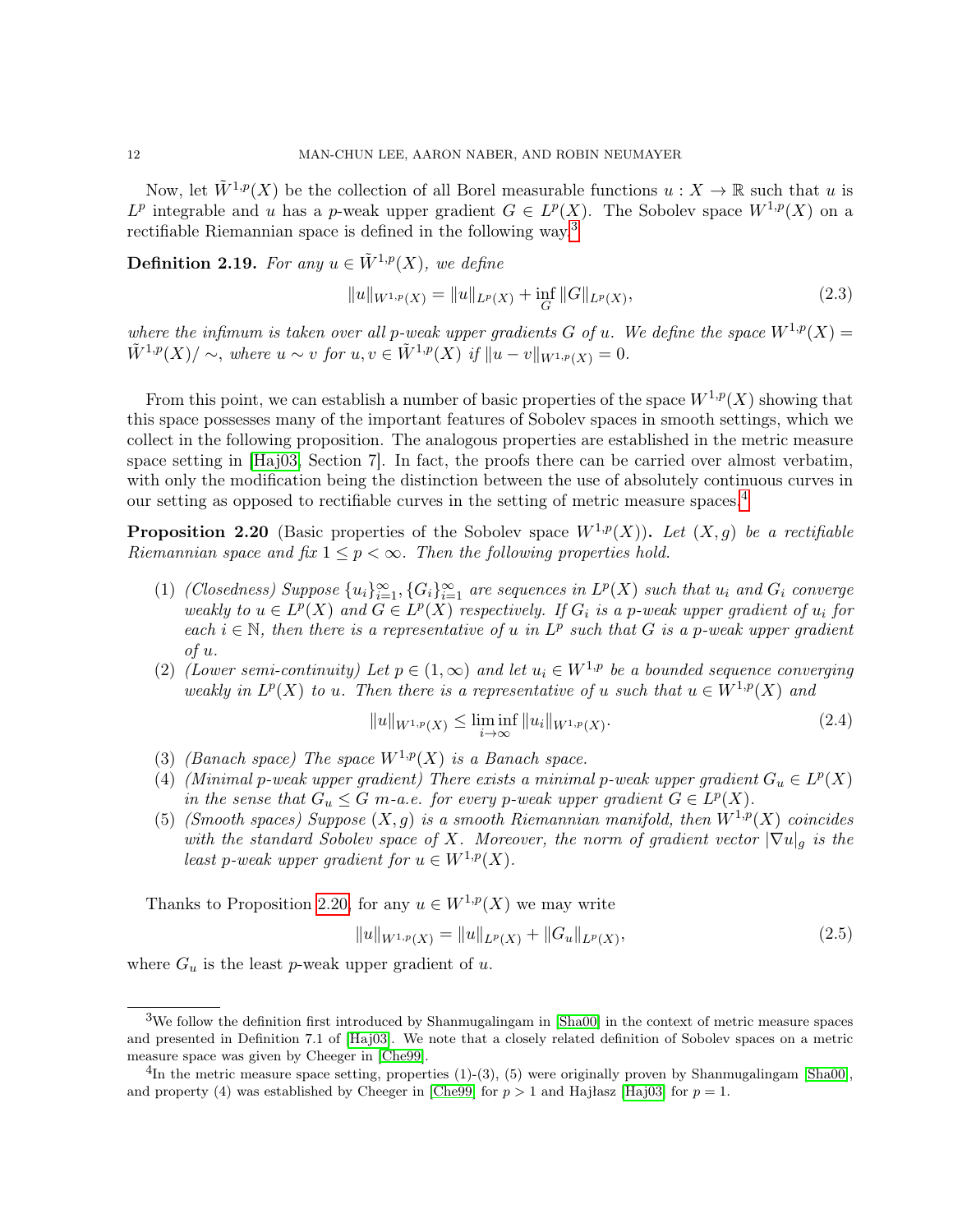Now, let $\tilde{W}^{1,p}(X)$ be the collection of all Borel measurable functions $u : X \to \mathbb{R}$ such that $u$ is $L^p$ integrable and $u$ has a $p$-weak upper gradient $G \in L^p(X)$. The Sobolev space $W^{1,p}(X)$ on a rectifiable Riemannian space is defined in the following way.[3]

**Definition 2.19.** *For any $u \in \tilde{W}^{1,p}(X)$, we define*

$$\|u\|_{W^{1,p}(X)} = \|u\|_{L^p(X)} + \inf_G \|G\|_{L^p(X)}, \tag{2.3}$$

*where the infimum is taken over all $p$-weak upper gradients $G$ of $u$. We define the space $W^{1,p}(X) = \tilde{W}^{1,p}(X)/\sim$, where $u \sim v$ for $u, v \in \tilde{W}^{1,p}(X)$ if $\|u - v\|_{W^{1,p}(X)} = 0$.*

From this point, we can establish a number of basic properties of the space $W^{1,p}(X)$ showing that this space possesses many of the important features of Sobolev spaces in smooth settings, which we collect in the following proposition. The analogous properties are established in the metric measure space setting in [Haj03, Section 7]. In fact, the proofs there can be carried over almost verbatim, with only the modification being the distinction between the use of absolutely continuous curves in our setting as opposed to rectifiable curves in the setting of metric measure spaces.[4]

**Proposition 2.20** (Basic properties of the Sobolev space $W^{1,p}(X)$)**.** *Let $(X, g)$ be a rectifiable Riemannian space and fix $1 \le p < \infty$. Then the following properties hold.*

1. *(Closedness) Suppose $\{u_i\}_{i=1}^\infty, \{G_i\}_{i=1}^\infty$ are sequences in $L^p(X)$ such that $u_i$ and $G_i$ converge weakly to $u \in L^p(X)$ and $G \in L^p(X)$ respectively. If $G_i$ is a $p$-weak upper gradient of $u_i$ for each $i \in \mathbb{N}$, then there is a representative of $u$ in $L^p$ such that $G$ is a $p$-weak upper gradient of $u$.*
2. *(Lower semi-continuity) Let $p \in (1, \infty)$ and let $u_i \in W^{1,p}$ be a bounded sequence converging weakly in $L^p(X)$ to $u$. Then there is a representative of $u$ such that $u \in W^{1,p}(X)$ and*
$$\|u\|_{W^{1,p}(X)} \le \liminf_{i \to \infty} \|u_i\|_{W^{1,p}(X)}. \tag{2.4}$$
3. *(Banach space) The space $W^{1,p}(X)$ is a Banach space.*
4. *(Minimal $p$-weak upper gradient) There exists a minimal $p$-weak upper gradient $G_u \in L^p(X)$ in the sense that $G_u \le G$ $m$-a.e. for every $p$-weak upper gradient $G \in L^p(X)$.*
5. *(Smooth spaces) Suppose $(X, g)$ is a smooth Riemannian manifold, then $W^{1,p}(X)$ coincides with the standard Sobolev space of $X$. Moreover, the norm of gradient vector $|\nabla u|_g$ is the least $p$-weak upper gradient for $u \in W^{1,p}(X)$.*

Thanks to Proposition 2.20, for any $u \in W^{1,p}(X)$ we may write

$$\|u\|_{W^{1,p}(X)} = \|u\|_{L^p(X)} + \|G_u\|_{L^p(X)}, \tag{2.5}$$

where $G_u$ is the least $p$-weak upper gradient of $u$.

---

[3] We follow the definition first introduced by Shanmugalingam in [Sha00] in the context of metric measure spaces and presented in Definition 7.1 of [Haj03]. We note that a closely related definition of Sobolev spaces on a metric measure space was given by Cheeger in [Che99].

[4] In the metric measure space setting, properties (1)-(3), (5) were originally proven by Shanmugalingam [Sha00], and property (4) was established by Cheeger in [Che99] for $p > 1$ and Hajłasz [Haj03] for $p = 1$.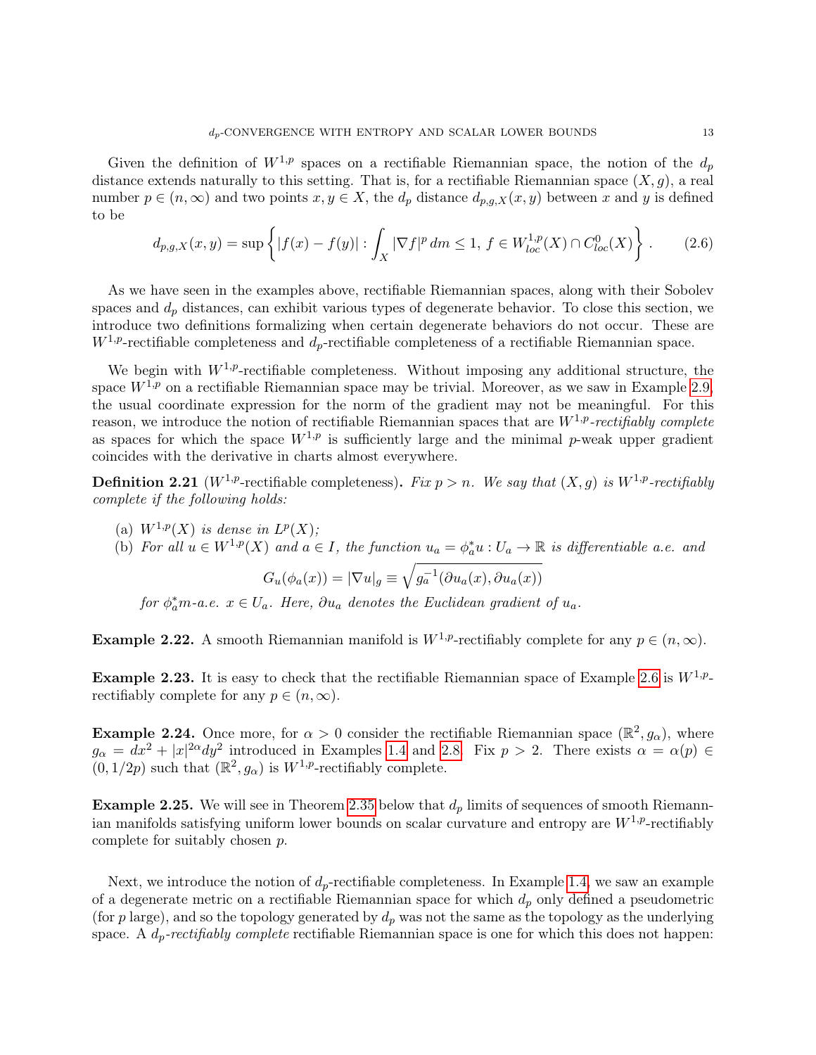Given the definition of $W^{1,p}$ spaces on a rectifiable Riemannian space, the notion of the $d_p$ distance extends naturally to this setting. That is, for a rectifiable Riemannian space $(X, g)$, a real number $p \in (n, \infty)$ and two points $x, y \in X$, the $d_p$ distance $d_{p,g,X}(x, y)$ between $x$ and $y$ is defined to be

$$d_{p,g,X}(x,y) = \sup \left\{ |f(x) - f(y)| : \int_X |\nabla f|^p \, dm \leq 1, \; f \in W^{1,p}_{loc}(X) \cap C^0_{loc}(X) \right\}. \tag{2.6}$$

As we have seen in the examples above, rectifiable Riemannian spaces, along with their Sobolev spaces and $d_p$ distances, can exhibit various types of degenerate behavior. To close this section, we introduce two definitions formalizing when certain degenerate behaviors do not occur. These are $W^{1,p}$-rectifiable completeness and $d_p$-rectifiable completeness of a rectifiable Riemannian space.

We begin with $W^{1,p}$-rectifiable completeness. Without imposing any additional structure, the space $W^{1,p}$ on a rectifiable Riemannian space may be trivial. Moreover, as we saw in Example 2.9, the usual coordinate expression for the norm of the gradient may not be meaningful. For this reason, we introduce the notion of rectifiable Riemannian spaces that are *$W^{1,p}$-rectifiably complete* as spaces for which the space $W^{1,p}$ is sufficiently large and the minimal $p$-weak upper gradient coincides with the derivative in charts almost everywhere.

**Definition 2.21** ($W^{1,p}$-rectifiable completeness)**.** *Fix $p > n$. We say that $(X, g)$ is $W^{1,p}$-rectifiably complete if the following holds:*

(a) *$W^{1,p}(X)$ is dense in $L^p(X)$;*
(b) *For all $u \in W^{1,p}(X)$ and $a \in I$, the function $u_a = \phi_a^* u : U_a \to \mathbb{R}$ is differentiable a.e. and*

$$G_u(\phi_a(x)) = |\nabla u|_g \equiv \sqrt{g_a^{-1}(\partial u_a(x), \partial u_a(x))}$$

*for $\phi_a^* m$-a.e. $x \in U_a$. Here, $\partial u_a$ denotes the Euclidean gradient of $u_a$.*

**Example 2.22.** A smooth Riemannian manifold is $W^{1,p}$-rectifiably complete for any $p \in (n, \infty)$.

**Example 2.23.** It is easy to check that the rectifiable Riemannian space of Example 2.6 is $W^{1,p}$-rectifiably complete for any $p \in (n, \infty)$.

**Example 2.24.** Once more, for $\alpha > 0$ consider the rectifiable Riemannian space $(\mathbb{R}^2, g_\alpha)$, where $g_\alpha = dx^2 + |x|^{2\alpha} dy^2$ introduced in Examples 1.4 and 2.8. Fix $p > 2$. There exists $\alpha = \alpha(p) \in (0, 1/2p)$ such that $(\mathbb{R}^2, g_\alpha)$ is $W^{1,p}$-rectifiably complete.

**Example 2.25.** We will see in Theorem 2.35 below that $d_p$ limits of sequences of smooth Riemannian manifolds satisfying uniform lower bounds on scalar curvature and entropy are $W^{1,p}$-rectifiably complete for suitably chosen $p$.

Next, we introduce the notion of $d_p$-rectifiable completeness. In Example 1.4, we saw an example of a degenerate metric on a rectifiable Riemannian space for which $d_p$ only defined a pseudometric (for $p$ large), and so the topology generated by $d_p$ was not the same as the topology as the underlying space. A *$d_p$-rectifiably complete* rectifiable Riemannian space is one for which this does not happen: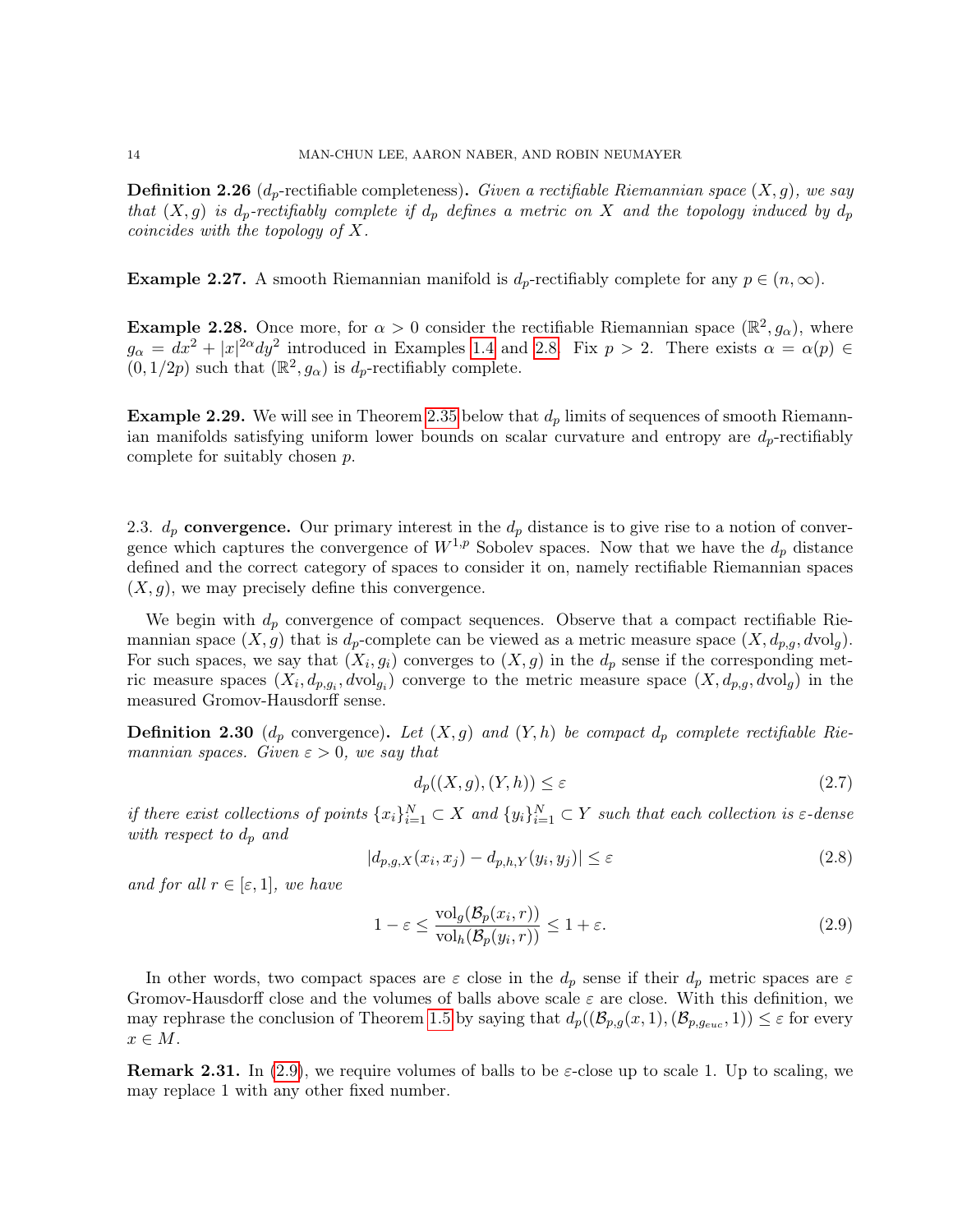**Definition 2.26** ($d_p$-rectifiable completeness)**.** *Given a rectifiable Riemannian space $(X, g)$, we say that $(X, g)$ is $d_p$-rectifiably complete if $d_p$ defines a metric on $X$ and the topology induced by $d_p$ coincides with the topology of $X$.*

**Example 2.27.** A smooth Riemannian manifold is $d_p$-rectifiably complete for any $p \in (n, \infty)$.

**Example 2.28.** Once more, for $\alpha > 0$ consider the rectifiable Riemannian space $(\mathbb{R}^2, g_\alpha)$, where $g_\alpha = dx^2 + |x|^{2\alpha} dy^2$ introduced in Examples 1.4 and 2.8. Fix $p > 2$. There exists $\alpha = \alpha(p) \in (0, 1/2p)$ such that $(\mathbb{R}^2, g_\alpha)$ is $d_p$-rectifiably complete.

**Example 2.29.** We will see in Theorem 2.35 below that $d_p$ limits of sequences of smooth Riemannian manifolds satisfying uniform lower bounds on scalar curvature and entropy are $d_p$-rectifiably complete for suitably chosen $p$.

### 2.3. $d_p$ convergence.

Our primary interest in the $d_p$ distance is to give rise to a notion of convergence which captures the convergence of $W^{1,p}$ Sobolev spaces. Now that we have the $d_p$ distance defined and the correct category of spaces to consider it on, namely rectifiable Riemannian spaces $(X, g)$, we may precisely define this convergence.

We begin with $d_p$ convergence of compact sequences. Observe that a compact rectifiable Riemannian space $(X, g)$ that is $d_p$-complete can be viewed as a metric measure space $(X, d_{p,g}, d\mathrm{vol}_g)$. For such spaces, we say that $(X_i, g_i)$ converges to $(X, g)$ in the $d_p$ sense if the corresponding metric measure spaces $(X_i, d_{p,g_i}, d\mathrm{vol}_{g_i})$ converge to the metric measure space $(X, d_{p,g}, d\mathrm{vol}_g)$ in the measured Gromov-Hausdorff sense.

**Definition 2.30** ($d_p$ convergence)**.** *Let $(X, g)$ and $(Y, h)$ be compact $d_p$ complete rectifiable Riemannian spaces. Given $\varepsilon > 0$, we say that*

$$d_p((X, g), (Y, h)) \leq \varepsilon \tag{2.7}$$

*if there exist collections of points $\{x_i\}_{i=1}^N \subset X$ and $\{y_i\}_{i=1}^N \subset Y$ such that each collection is $\varepsilon$-dense with respect to $d_p$ and*

$$|d_{p,g,X}(x_i, x_j) - d_{p,h,Y}(y_i, y_j)| \leq \varepsilon \tag{2.8}$$

*and for all $r \in [\varepsilon, 1]$, we have*

$$1 - \varepsilon \leq \frac{\mathrm{vol}_g(\mathcal{B}_p(x_i, r))}{\mathrm{vol}_h(\mathcal{B}_p(y_i, r))} \leq 1 + \varepsilon. \tag{2.9}$$

In other words, two compact spaces are $\varepsilon$ close in the $d_p$ sense if their $d_p$ metric spaces are $\varepsilon$ Gromov-Hausdorff close and the volumes of balls above scale $\varepsilon$ are close. With this definition, we may rephrase the conclusion of Theorem 1.5 by saying that $d_p((\mathcal{B}_{p,g}(x, 1), (\mathcal{B}_{p,g_{euc}}, 1)) \leq \varepsilon$ for every $x \in M$.

**Remark 2.31.** In (2.9), we require volumes of balls to be $\varepsilon$-close up to scale 1. Up to scaling, we may replace 1 with any other fixed number.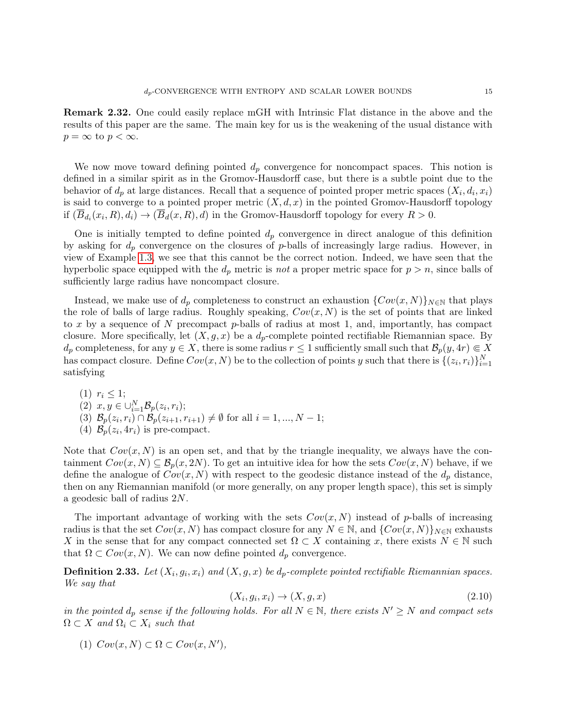**Remark 2.32.** One could easily replace mGH with Intrinsic Flat distance in the above and the results of this paper are the same. The main key for us is the weakening of the usual distance with $p = \infty$ to $p < \infty$.

We now move toward defining pointed $d_p$ convergence for noncompact spaces. This notion is defined in a similar spirit as in the Gromov-Hausdorff case, but there is a subtle point due to the behavior of $d_p$ at large distances. Recall that a sequence of pointed proper metric spaces $(X_i, d_i, x_i)$ is said to converge to a pointed proper metric $(X, d, x)$ in the pointed Gromov-Hausdorff topology if $(\overline{B}_{d_i}(x_i, R), d_i) \to (\overline{B}_d(x, R), d)$ in the Gromov-Hausdorff topology for every $R > 0$.

One is initially tempted to define pointed $d_p$ convergence in direct analogue of this definition by asking for $d_p$ convergence on the closures of $p$-balls of increasingly large radius. However, in view of Example 1.3, we see that this cannot be the correct notion. Indeed, we have seen that the hyperbolic space equipped with the $d_p$ metric is *not* a proper metric space for $p > n$, since balls of sufficiently large radius have noncompact closure.

Instead, we make use of $d_p$ completeness to construct an exhaustion $\{Cov(x, N)\}_{N\in\mathbb{N}}$ that plays the role of balls of large radius. Roughly speaking, $Cov(x, N)$ is the set of points that are linked to $x$ by a sequence of $N$ precompact $p$-balls of radius at most 1, and, importantly, has compact closure. More specifically, let $(X, g, x)$ be a $d_p$-complete pointed rectifiable Riemannian space. By $d_p$ completeness, for any $y \in X$, there is some radius $r \leq 1$ sufficiently small such that $\mathcal{B}_p(y, 4r) \Subset X$ has compact closure. Define $Cov(x, N)$ be to the collection of points $y$ such that there is $\{(z_i, r_i)\}_{i=1}^N$ satisfying

1. $r_i \leq 1$;
2. $x, y \in \cup_{i=1}^N \mathcal{B}_p(z_i, r_i)$;
3. $\mathcal{B}_p(z_i, r_i) \cap \mathcal{B}_p(z_{i+1}, r_{i+1}) \neq \emptyset$ for all $i = 1, ..., N-1$;
4. $\mathcal{B}_p(z_i, 4r_i)$ is pre-compact.

Note that $Cov(x, N)$ is an open set, and that by the triangle inequality, we always have the containment $Cov(x, N) \subseteq \mathcal{B}_p(x, 2N)$. To get an intuitive idea for how the sets $Cov(x, N)$ behave, if we define the analogue of $Cov(x, N)$ with respect to the geodesic distance instead of the $d_p$ distance, then on any Riemannian manifold (or more generally, on any proper length space), this set is simply a geodesic ball of radius $2N$.

The important advantage of working with the sets $Cov(x, N)$ instead of $p$-balls of increasing radius is that the set $Cov(x, N)$ has compact closure for any $N \in \mathbb{N}$, and $\{Cov(x, N)\}_{N\in\mathbb{N}}$ exhausts $X$ in the sense that for any compact connected set $\Omega \subset X$ containing $x$, there exists $N \in \mathbb{N}$ such that $\Omega \subset Cov(x, N)$. We can now define pointed $d_p$ convergence.

**Definition 2.33.** *Let $(X_i, g_i, x_i)$ and $(X, g, x)$ be $d_p$-complete pointed rectifiable Riemannian spaces. We say that*

$$(X_i, g_i, x_i) \to (X, g, x) \tag{2.10}$$

*in the pointed $d_p$ sense if the following holds. For all $N \in \mathbb{N}$, there exists $N' \geq N$ and compact sets $\Omega \subset X$ and $\Omega_i \subset X_i$ such that*

1. $Cov(x, N) \subset \Omega \subset Cov(x, N')$,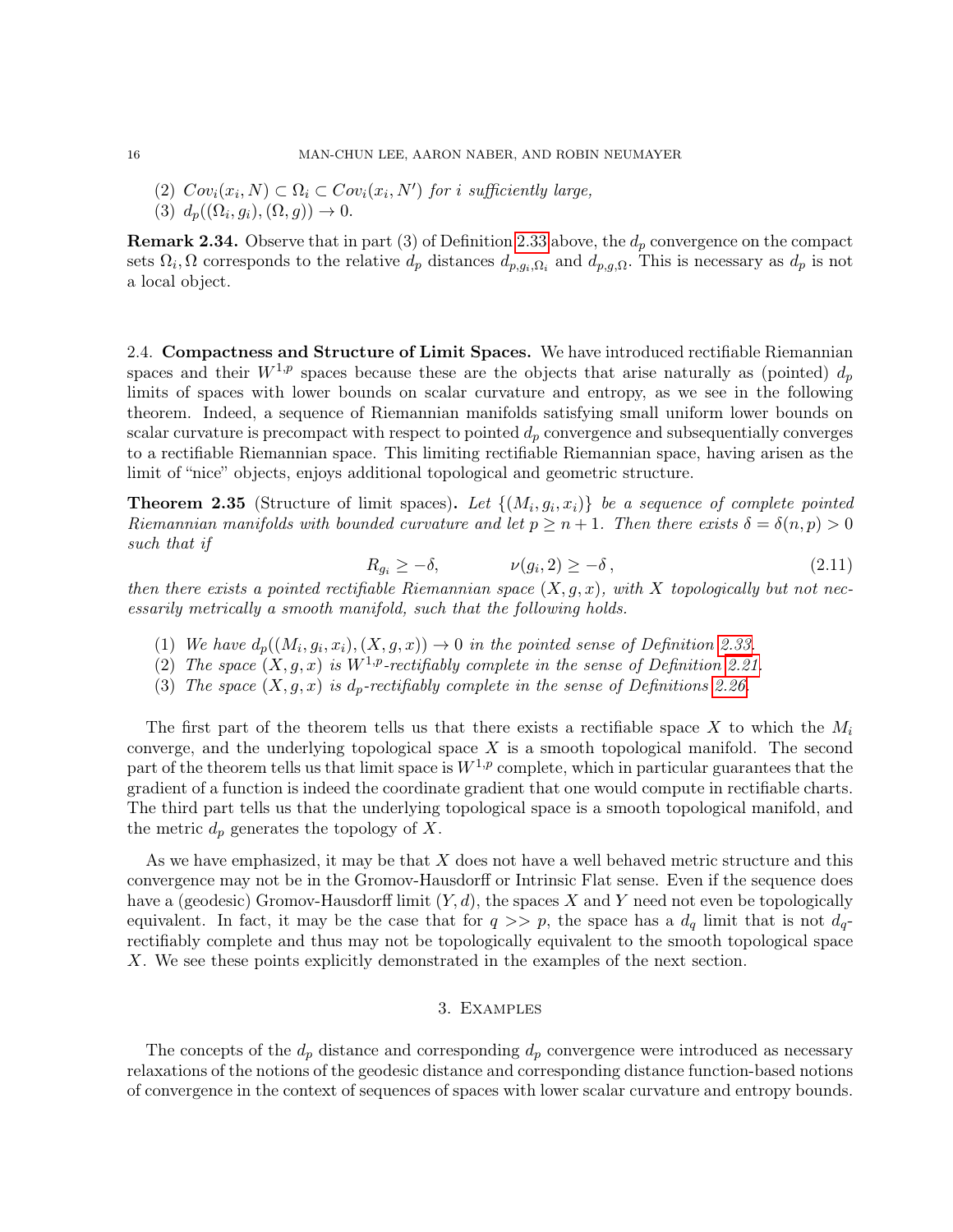(2) $Cov_i(x_i, N) \subset \Omega_i \subset Cov_i(x_i, N')$ *for $i$ sufficiently large,*
(3) $d_p((\Omega_i, g_i), (\Omega, g)) \to 0$.

**Remark 2.34.** Observe that in part (3) of Definition 2.33 above, the $d_p$ convergence on the compact sets $\Omega_i, \Omega$ corresponds to the relative $d_p$ distances $d_{p,g_i,\Omega_i}$ and $d_{p,g,\Omega}$. This is necessary as $d_p$ is not a local object.

### 2.4. Compactness and Structure of Limit Spaces.

We have introduced rectifiable Riemannian spaces and their $W^{1,p}$ spaces because these are the objects that arise naturally as (pointed) $d_p$ limits of spaces with lower bounds on scalar curvature and entropy, as we see in the following theorem. Indeed, a sequence of Riemannian manifolds satisfying small uniform lower bounds on scalar curvature is precompact with respect to pointed $d_p$ convergence and subsequentially converges to a rectifiable Riemannian space. This limiting rectifiable Riemannian space, having arisen as the limit of "nice" objects, enjoys additional topological and geometric structure.

**Theorem 2.35** (Structure of limit spaces)**.** *Let $\{(M_i, g_i, x_i)\}$ be a sequence of complete pointed Riemannian manifolds with bounded curvature and let $p \geq n+1$. Then there exists $\delta = \delta(n,p) > 0$ such that if*

$$R_{g_i} \geq -\delta, \qquad\qquad \nu(g_i, 2) \geq -\delta\,, \tag{2.11}$$

*then there exists a pointed rectifiable Riemannian space $(X, g, x)$, with $X$ topologically but not necessarily metrically a smooth manifold, such that the following holds.*

(1) *We have $d_p((M_i, g_i, x_i), (X, g, x)) \to 0$ in the pointed sense of Definition 2.33.*
(2) *The space $(X, g, x)$ is $W^{1,p}$-rectifiably complete in the sense of Definition 2.21.*
(3) *The space $(X, g, x)$ is $d_p$-rectifiably complete in the sense of Definitions 2.26.*

The first part of the theorem tells us that there exists a rectifiable space $X$ to which the $M_i$ converge, and the underlying topological space $X$ is a smooth topological manifold. The second part of the theorem tells us that limit space is $W^{1,p}$ complete, which in particular guarantees that the gradient of a function is indeed the coordinate gradient that one would compute in rectifiable charts. The third part tells us that the underlying topological space is a smooth topological manifold, and the metric $d_p$ generates the topology of $X$.

As we have emphasized, it may be that $X$ does not have a well behaved metric structure and this convergence may not be in the Gromov-Hausdorff or Intrinsic Flat sense. Even if the sequence does have a (geodesic) Gromov-Hausdorff limit $(Y, d)$, the spaces $X$ and $Y$ need not even be topologically equivalent. In fact, it may be the case that for $q >> p$, the space has a $d_q$ limit that is not $d_q$-rectifiably complete and thus may not be topologically equivalent to the smooth topological space $X$. We see these points explicitly demonstrated in the examples of the next section.

## 3. Examples

The concepts of the $d_p$ distance and corresponding $d_p$ convergence were introduced as necessary relaxations of the notions of the geodesic distance and corresponding distance function-based notions of convergence in the context of sequences of spaces with lower scalar curvature and entropy bounds.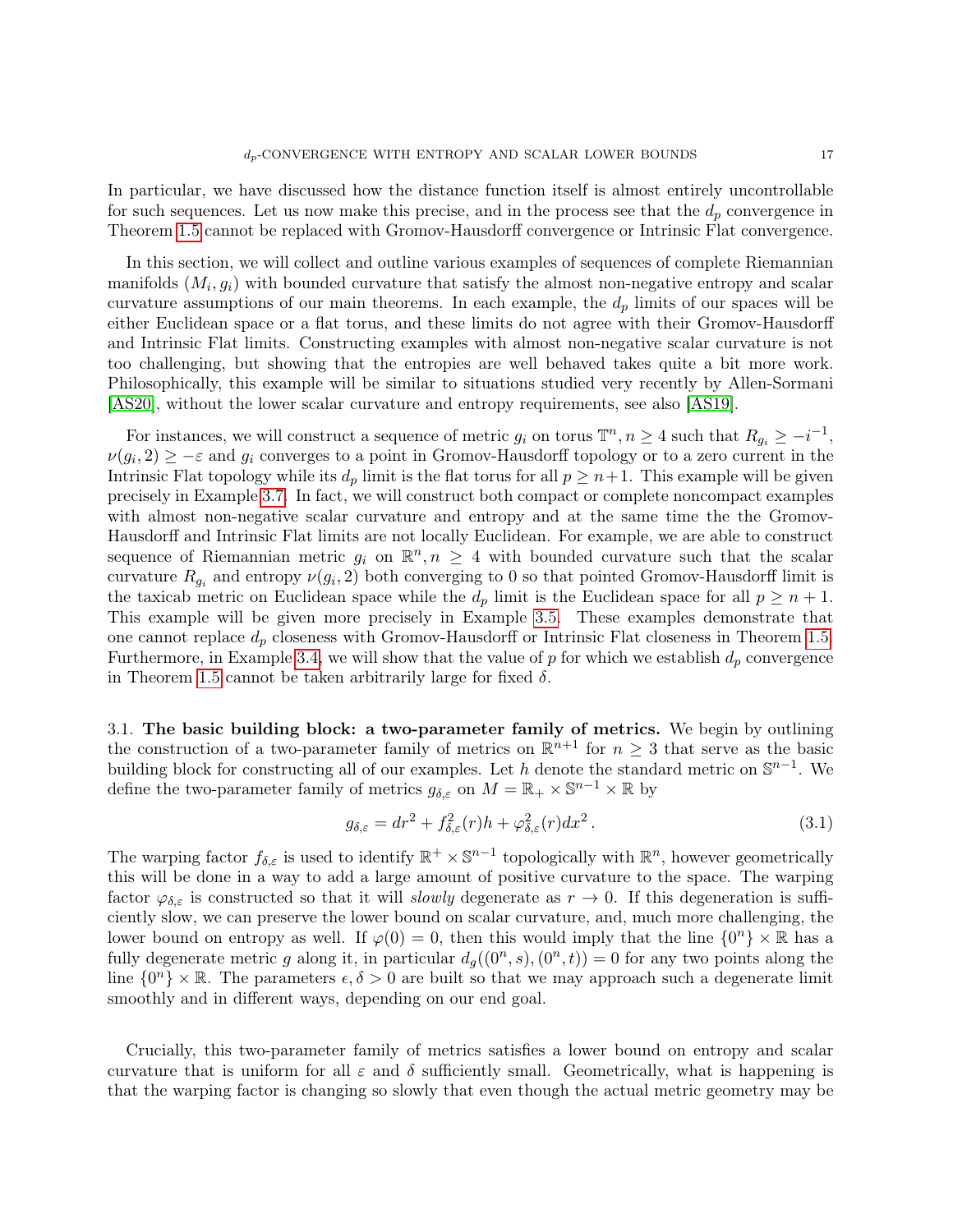In particular, we have discussed how the distance function itself is almost entirely uncontrollable for such sequences. Let us now make this precise, and in the process see that the $d_p$ convergence in Theorem 1.5 cannot be replaced with Gromov-Hausdorff convergence or Intrinsic Flat convergence.

In this section, we will collect and outline various examples of sequences of complete Riemannian manifolds $(M_i, g_i)$ with bounded curvature that satisfy the almost non-negative entropy and scalar curvature assumptions of our main theorems. In each example, the $d_p$ limits of our spaces will be either Euclidean space or a flat torus, and these limits do not agree with their Gromov-Hausdorff and Intrinsic Flat limits. Constructing examples with almost non-negative scalar curvature is not too challenging, but showing that the entropies are well behaved takes quite a bit more work. Philosophically, this example will be similar to situations studied very recently by Allen-Sormani [AS20], without the lower scalar curvature and entropy requirements, see also [AS19].

For instances, we will construct a sequence of metric $g_i$ on torus $\mathbb{T}^n, n \geq 4$ such that $R_{g_i} \geq -i^{-1}$, $\nu(g_i, 2) \geq -\varepsilon$ and $g_i$ converges to a point in Gromov-Hausdorff topology or to a zero current in the Intrinsic Flat topology while its $d_p$ limit is the flat torus for all $p \geq n+1$. This example will be given precisely in Example 3.7. In fact, we will construct both compact or complete noncompact examples with almost non-negative scalar curvature and entropy and at the same time the the Gromov-Hausdorff and Intrinsic Flat limits are not locally Euclidean. For example, we are able to construct sequence of Riemannian metric $g_i$ on $\mathbb{R}^n, n \geq 4$ with bounded curvature such that the scalar curvature $R_{g_i}$ and entropy $\nu(g_i, 2)$ both converging to 0 so that pointed Gromov-Hausdorff limit is the taxicab metric on Euclidean space while the $d_p$ limit is the Euclidean space for all $p \geq n+1$. This example will be given more precisely in Example 3.5. These examples demonstrate that one cannot replace $d_p$ closeness with Gromov-Hausdorff or Intrinsic Flat closeness in Theorem 1.5. Furthermore, in Example 3.4, we will show that the value of $p$ for which we establish $d_p$ convergence in Theorem 1.5 cannot be taken arbitrarily large for fixed $\delta$.

3.1. **The basic building block: a two-parameter family of metrics.** We begin by outlining the construction of a two-parameter family of metrics on $\mathbb{R}^{n+1}$ for $n \geq 3$ that serve as the basic building block for constructing all of our examples. Let $h$ denote the standard metric on $\mathbb{S}^{n-1}$. We define the two-parameter family of metrics $g_{\delta,\varepsilon}$ on $M = \mathbb{R}_+ \times \mathbb{S}^{n-1} \times \mathbb{R}$ by

$$g_{\delta,\varepsilon} = dr^2 + f_{\delta,\varepsilon}^2(r)h + \varphi_{\delta,\varepsilon}^2(r)dx^2 \,. \tag{3.1}$$

The warping factor $f_{\delta,\varepsilon}$ is used to identify $\mathbb{R}^+ \times \mathbb{S}^{n-1}$ topologically with $\mathbb{R}^n$, however geometrically this will be done in a way to add a large amount of positive curvature to the space. The warping factor $\varphi_{\delta,\varepsilon}$ is constructed so that it will *slowly* degenerate as $r \to 0$. If this degeneration is sufficiently slow, we can preserve the lower bound on scalar curvature, and, much more challenging, the lower bound on entropy as well. If $\varphi(0) = 0$, then this would imply that the line $\{0^n\} \times \mathbb{R}$ has a fully degenerate metric $g$ along it, in particular $d_g((0^n, s), (0^n, t)) = 0$ for any two points along the line $\{0^n\} \times \mathbb{R}$. The parameters $\epsilon, \delta > 0$ are built so that we may approach such a degenerate limit smoothly and in different ways, depending on our end goal.

Crucially, this two-parameter family of metrics satisfies a lower bound on entropy and scalar curvature that is uniform for all $\varepsilon$ and $\delta$ sufficiently small. Geometrically, what is happening is that the warping factor is changing so slowly that even though the actual metric geometry may be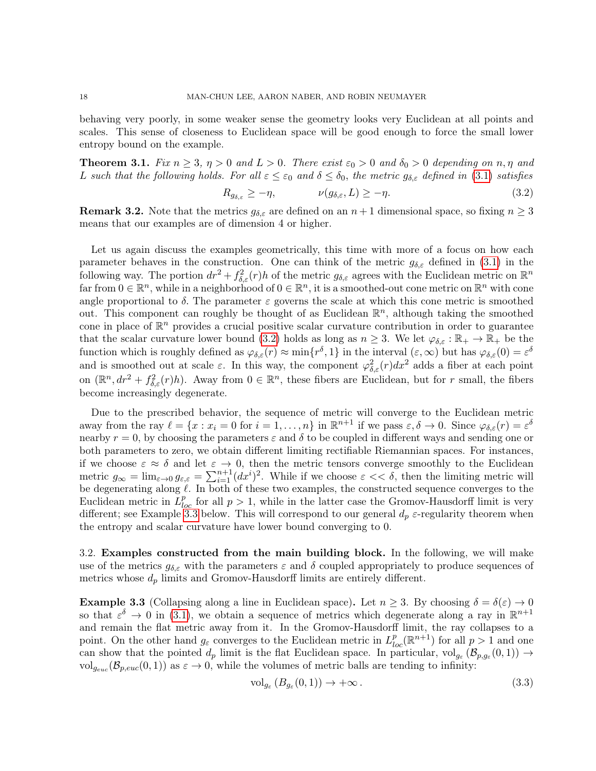behaving very poorly, in some weaker sense the geometry looks very Euclidean at all points and scales. This sense of closeness to Euclidean space will be good enough to force the small lower entropy bound on the example.

**Theorem 3.1.** *Fix $n \geq 3$, $\eta > 0$ and $L > 0$. There exist $\varepsilon_0 > 0$ and $\delta_0 > 0$ depending on $n, \eta$ and $L$ such that the following holds. For all $\varepsilon \leq \varepsilon_0$ and $\delta \leq \delta_0$, the metric $g_{\delta,\varepsilon}$ defined in (3.1) satisfies*

$$R_{g_{\delta,\varepsilon}} \geq -\eta, \qquad \nu(g_{\delta,\varepsilon}, L) \geq -\eta. \tag{3.2}$$

**Remark 3.2.** Note that the metrics $g_{\delta,\varepsilon}$ are defined on an $n+1$ dimensional space, so fixing $n \geq 3$ means that our examples are of dimension 4 or higher.

Let us again discuss the examples geometrically, this time with more of a focus on how each parameter behaves in the construction. One can think of the metric $g_{\delta,\varepsilon}$ defined in (3.1) in the following way. The portion $dr^2 + f_{\delta,\varepsilon}^2(r)h$ of the metric $g_{\delta,\varepsilon}$ agrees with the Euclidean metric on $\mathbb{R}^n$ far from $0 \in \mathbb{R}^n$, while in a neighborhood of $0 \in \mathbb{R}^n$, it is a smoothed-out cone metric on $\mathbb{R}^n$ with cone angle proportional to $\delta$. The parameter $\varepsilon$ governs the scale at which this cone metric is smoothed out. This component can roughly be thought of as Euclidean $\mathbb{R}^n$, although taking the smoothed cone in place of $\mathbb{R}^n$ provides a crucial positive scalar curvature contribution in order to guarantee that the scalar curvature lower bound (3.2) holds as long as $n \geq 3$. We let $\varphi_{\delta,\varepsilon} : \mathbb{R}_+ \to \mathbb{R}_+$ be the function which is roughly defined as $\varphi_{\delta,\varepsilon}(r) \approx \min\{r^\delta, 1\}$ in the interval $(\varepsilon, \infty)$ but has $\varphi_{\delta,\varepsilon}(0) = \varepsilon^\delta$ and is smoothed out at scale $\varepsilon$. In this way, the component $\varphi_{\delta,\varepsilon}^2(r)dx^2$ adds a fiber at each point on $(\mathbb{R}^n, dr^2 + f_{\delta,\varepsilon}^2(r)h)$. Away from $0 \in \mathbb{R}^n$, these fibers are Euclidean, but for $r$ small, the fibers become increasingly degenerate.

Due to the prescribed behavior, the sequence of metric will converge to the Euclidean metric away from the ray $\ell = \{x : x_i = 0 \text{ for } i = 1, \ldots, n\}$ in $\mathbb{R}^{n+1}$ if we pass $\varepsilon, \delta \to 0$. Since $\varphi_{\delta,\varepsilon}(r) = \varepsilon^\delta$ nearby $r = 0$, by choosing the parameters $\varepsilon$ and $\delta$ to be coupled in different ways and sending one or both parameters to zero, we obtain different limiting rectifiable Riemannian spaces. For instances, if we choose $\varepsilon \approx \delta$ and let $\varepsilon \to 0$, then the metric tensors converge smoothly to the Euclidean metric $g_\infty = \lim_{\varepsilon \to 0} g_{\varepsilon,\varepsilon} = \sum_{i=1}^{n+1}(dx^i)^2$. While if we choose $\varepsilon << \delta$, then the limiting metric will be degenerating along $\ell$. In both of these examples, the constructed sequence converges to the Euclidean metric in $L^p_{loc}$ for all $p > 1$, while in the latter case the Gromov-Hausdorff limit is very different; see Example 3.3 below. This will correspond to our general $d_p$ $\varepsilon$-regularity theorem when the entropy and scalar curvature have lower bound converging to 0.

3.2. **Examples constructed from the main building block.** In the following, we will make use of the metrics $g_{\delta,\varepsilon}$ with the parameters $\varepsilon$ and $\delta$ coupled appropriately to produce sequences of metrics whose $d_p$ limits and Gromov-Hausdorff limits are entirely different.

**Example 3.3** (Collapsing along a line in Euclidean space)**.** Let $n \geq 3$. By choosing $\delta = \delta(\varepsilon) \to 0$ so that $\varepsilon^\delta \to 0$ in (3.1), we obtain a sequence of metrics which degenerate along a ray in $\mathbb{R}^{n+1}$ and remain the flat metric away from it. In the Gromov-Hausdorff limit, the ray collapses to a point. On the other hand $g_\varepsilon$ converges to the Euclidean metric in $L^p_{loc}(\mathbb{R}^{n+1})$ for all $p > 1$ and one can show that the pointed $d_p$ limit is the flat Euclidean space. In particular, $\mathrm{vol}_{g_\varepsilon}(\mathcal{B}_{p,g_\varepsilon}(0,1)) \to \mathrm{vol}_{g_{euc}}(\mathcal{B}_{p,euc}(0,1))$ as $\varepsilon \to 0$, while the volumes of metric balls are tending to infinity:

$$\mathrm{vol}_{g_\varepsilon}(B_{g_\varepsilon}(0,1)) \to +\infty\,. \tag{3.3}$$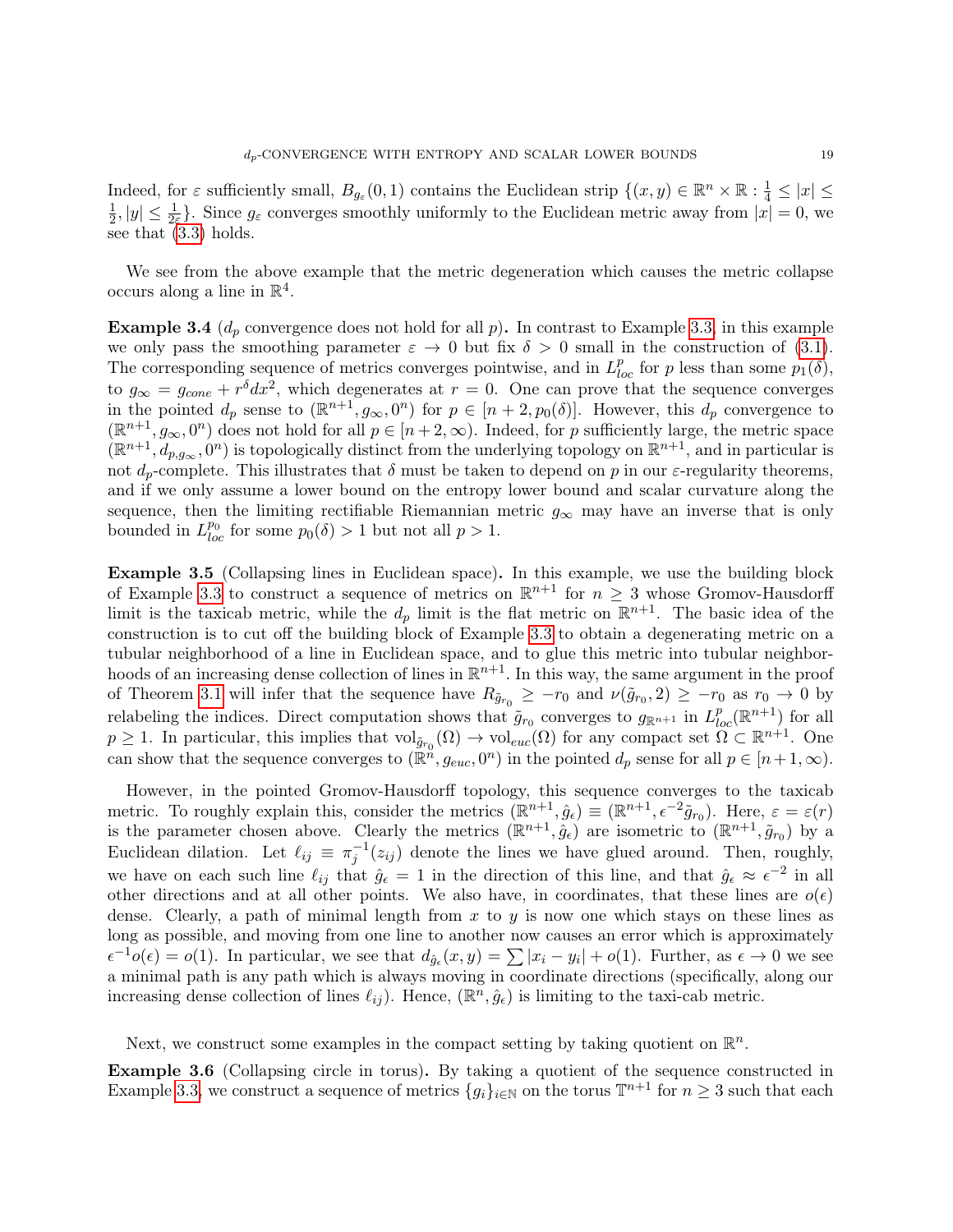Indeed, for $\varepsilon$ sufficiently small, $B_{g_\varepsilon}(0,1)$ contains the Euclidean strip $\{(x,y) \in \mathbb{R}^n \times \mathbb{R} : \frac{1}{4} \leq |x| \leq \frac{1}{2}, |y| \leq \frac{1}{2\varepsilon}\}$. Since $g_\varepsilon$ converges smoothly uniformly to the Euclidean metric away from $|x| = 0$, we see that (3.3) holds.

We see from the above example that the metric degeneration which causes the metric collapse occurs along a line in $\mathbb{R}^4$.

**Example 3.4** ($d_p$ convergence does not hold for all $p$)**.** In contrast to Example 3.3, in this example we only pass the smoothing parameter $\varepsilon \to 0$ but fix $\delta > 0$ small in the construction of (3.1). The corresponding sequence of metrics converges pointwise, and in $L^p_{loc}$ for $p$ less than some $p_1(\delta)$, to $g_\infty = g_{cone} + r^\delta dx^2$, which degenerates at $r = 0$. One can prove that the sequence converges in the pointed $d_p$ sense to $(\mathbb{R}^{n+1}, g_\infty, 0^n)$ for $p \in [n+2, p_0(\delta)]$. However, this $d_p$ convergence to $(\mathbb{R}^{n+1}, g_\infty, 0^n)$ does not hold for all $p \in [n+2, \infty)$. Indeed, for $p$ sufficiently large, the metric space $(\mathbb{R}^{n+1}, d_{p,g_\infty}, 0^n)$ is topologically distinct from the underlying topology on $\mathbb{R}^{n+1}$, and in particular is not $d_p$-complete. This illustrates that $\delta$ must be taken to depend on $p$ in our $\varepsilon$-regularity theorems, and if we only assume a lower bound on the entropy lower bound and scalar curvature along the sequence, then the limiting rectifiable Riemannian metric $g_\infty$ may have an inverse that is only bounded in $L^{p_0}_{loc}$ for some $p_0(\delta) > 1$ but not all $p > 1$.

**Example 3.5** (Collapsing lines in Euclidean space)**.** In this example, we use the building block of Example 3.3 to construct a sequence of metrics on $\mathbb{R}^{n+1}$ for $n \geq 3$ whose Gromov-Hausdorff limit is the taxicab metric, while the $d_p$ limit is the flat metric on $\mathbb{R}^{n+1}$. The basic idea of the construction is to cut off the building block of Example 3.3 to obtain a degenerating metric on a tubular neighborhood of a line in Euclidean space, and to glue this metric into tubular neighborhoods of an increasing dense collection of lines in $\mathbb{R}^{n+1}$. In this way, the same argument in the proof of Theorem 3.1 will infer that the sequence have $R_{\tilde{g}_{r_0}} \geq -r_0$ and $\nu(\tilde{g}_{r_0}, 2) \geq -r_0$ as $r_0 \to 0$ by relabeling the indices. Direct computation shows that $\tilde{g}_{r_0}$ converges to $g_{\mathbb{R}^{n+1}}$ in $L^p_{loc}(\mathbb{R}^{n+1})$ for all $p \geq 1$. In particular, this implies that $\mathrm{vol}_{\tilde{g}_{r_0}}(\Omega) \to \mathrm{vol}_{euc}(\Omega)$ for any compact set $\Omega \subset \mathbb{R}^{n+1}$. One can show that the sequence converges to $(\mathbb{R}^n, g_{euc}, 0^n)$ in the pointed $d_p$ sense for all $p \in [n+1, \infty)$.

However, in the pointed Gromov-Hausdorff topology, this sequence converges to the taxicab metric. To roughly explain this, consider the metrics $(\mathbb{R}^{n+1}, \hat{g}_\epsilon) \equiv (\mathbb{R}^{n+1}, \epsilon^{-2}\tilde{g}_{r_0})$. Here, $\varepsilon = \varepsilon(r)$ is the parameter chosen above. Clearly the metrics $(\mathbb{R}^{n+1}, \hat{g}_\epsilon)$ are isometric to $(\mathbb{R}^{n+1}, \tilde{g}_{r_0})$ by a Euclidean dilation. Let $\ell_{ij} \equiv \pi_j^{-1}(z_{ij})$ denote the lines we have glued around. Then, roughly, we have on each such line $\ell_{ij}$ that $\hat{g}_\epsilon = 1$ in the direction of this line, and that $\hat{g}_\epsilon \approx \epsilon^{-2}$ in all other directions and at all other points. We also have, in coordinates, that these lines are $o(\epsilon)$ dense. Clearly, a path of minimal length from $x$ to $y$ is now one which stays on these lines as long as possible, and moving from one line to another now causes an error which is approximately $\epsilon^{-1}o(\epsilon) = o(1)$. In particular, we see that $d_{\hat{g}_\epsilon}(x,y) = \sum |x_i - y_i| + o(1)$. Further, as $\epsilon \to 0$ we see a minimal path is any path which is always moving in coordinate directions (specifically, along our increasing dense collection of lines $\ell_{ij}$). Hence, $(\mathbb{R}^n, \hat{g}_\epsilon)$ is limiting to the taxi-cab metric.

Next, we construct some examples in the compact setting by taking quotient on $\mathbb{R}^n$.

**Example 3.6** (Collapsing circle in torus)**.** By taking a quotient of the sequence constructed in Example 3.3, we construct a sequence of metrics $\{g_i\}_{i\in\mathbb{N}}$ on the torus $\mathbb{T}^{n+1}$ for $n \geq 3$ such that each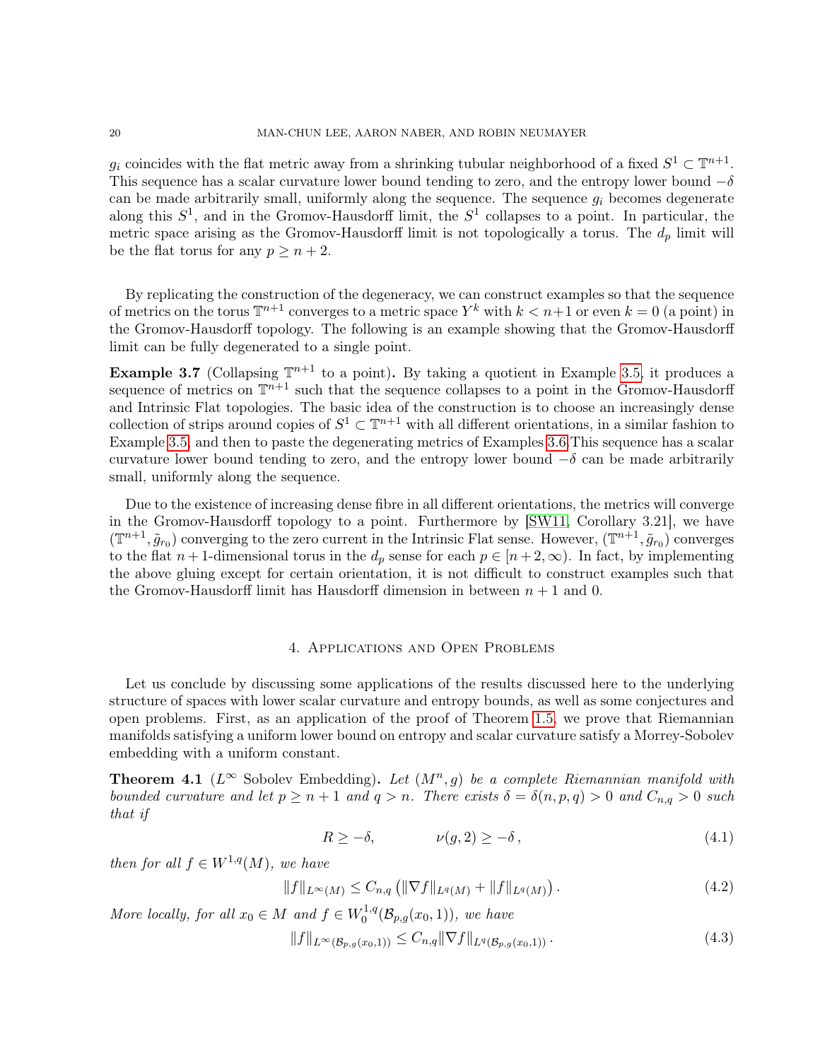$g_i$ coincides with the flat metric away from a shrinking tubular neighborhood of a fixed $S^1 \subset \mathbb{T}^{n+1}$. This sequence has a scalar curvature lower bound tending to zero, and the entropy lower bound $-\delta$ can be made arbitrarily small, uniformly along the sequence. The sequence $g_i$ becomes degenerate along this $S^1$, and in the Gromov-Hausdorff limit, the $S^1$ collapses to a point. In particular, the metric space arising as the Gromov-Hausdorff limit is not topologically a torus. The $d_p$ limit will be the flat torus for any $p \geq n+2$.

By replicating the construction of the degeneracy, we can construct examples so that the sequence of metrics on the torus $\mathbb{T}^{n+1}$ converges to a metric space $Y^k$ with $k < n+1$ or even $k = 0$ (a point) in the Gromov-Hausdorff topology. The following is an example showing that the Gromov-Hausdorff limit can be fully degenerated to a single point.

**Example 3.7** (Collapsing $\mathbb{T}^{n+1}$ to a point)**.** By taking a quotient in Example 3.5, it produces a sequence of metrics on $\mathbb{T}^{n+1}$ such that the sequence collapses to a point in the Gromov-Hausdorff and Intrinsic Flat topologies. The basic idea of the construction is to choose an increasingly dense collection of strips around copies of $S^1 \subset \mathbb{T}^{n+1}$ with all different orientations, in a similar fashion to Example 3.5, and then to paste the degenerating metrics of Examples 3.6 This sequence has a scalar curvature lower bound tending to zero, and the entropy lower bound $-\delta$ can be made arbitrarily small, uniformly along the sequence.

Due to the existence of increasing dense fibre in all different orientations, the metrics will converge in the Gromov-Hausdorff topology to a point. Furthermore by [SW11, Corollary 3.21], we have $(\mathbb{T}^{n+1}, \tilde{g}_{r_0})$ converging to the zero current in the Intrinsic Flat sense. However, $(\mathbb{T}^{n+1}, \tilde{g}_{r_0})$ converges to the flat $n+1$-dimensional torus in the $d_p$ sense for each $p \in [n+2, \infty)$. In fact, by implementing the above gluing except for certain orientation, it is not difficult to construct examples such that the Gromov-Hausdorff limit has Hausdorff dimension in between $n+1$ and 0.

## 4. Applications and Open Problems

Let us conclude by discussing some applications of the results discussed here to the underlying structure of spaces with lower scalar curvature and entropy bounds, as well as some conjectures and open problems. First, as an application of the proof of Theorem 1.5, we prove that Riemannian manifolds satisfying a uniform lower bound on entropy and scalar curvature satisfy a Morrey-Sobolev embedding with a uniform constant.

**Theorem 4.1** ($L^\infty$ Sobolev Embedding)**.** *Let $(M^n, g)$ be a complete Riemannian manifold with bounded curvature and let $p \geq n+1$ and $q > n$. There exists $\delta = \delta(n, p, q) > 0$ and $C_{n,q} > 0$ such that if*

$$R \geq -\delta, \qquad \nu(g, 2) \geq -\delta\,, \tag{4.1}$$

*then for all $f \in W^{1,q}(M)$, we have*

$$\|f\|_{L^\infty(M)} \leq C_{n,q}\left(\|\nabla f\|_{L^q(M)} + \|f\|_{L^q(M)}\right). \tag{4.2}$$

*More locally, for all $x_0 \in M$ and $f \in W_0^{1,q}(\mathcal{B}_{p,g}(x_0, 1))$, we have*

$$\|f\|_{L^\infty(\mathcal{B}_{p,g}(x_0,1))} \leq C_{n,q}\|\nabla f\|_{L^q(\mathcal{B}_{p,g}(x_0,1))}\,. \tag{4.3}$$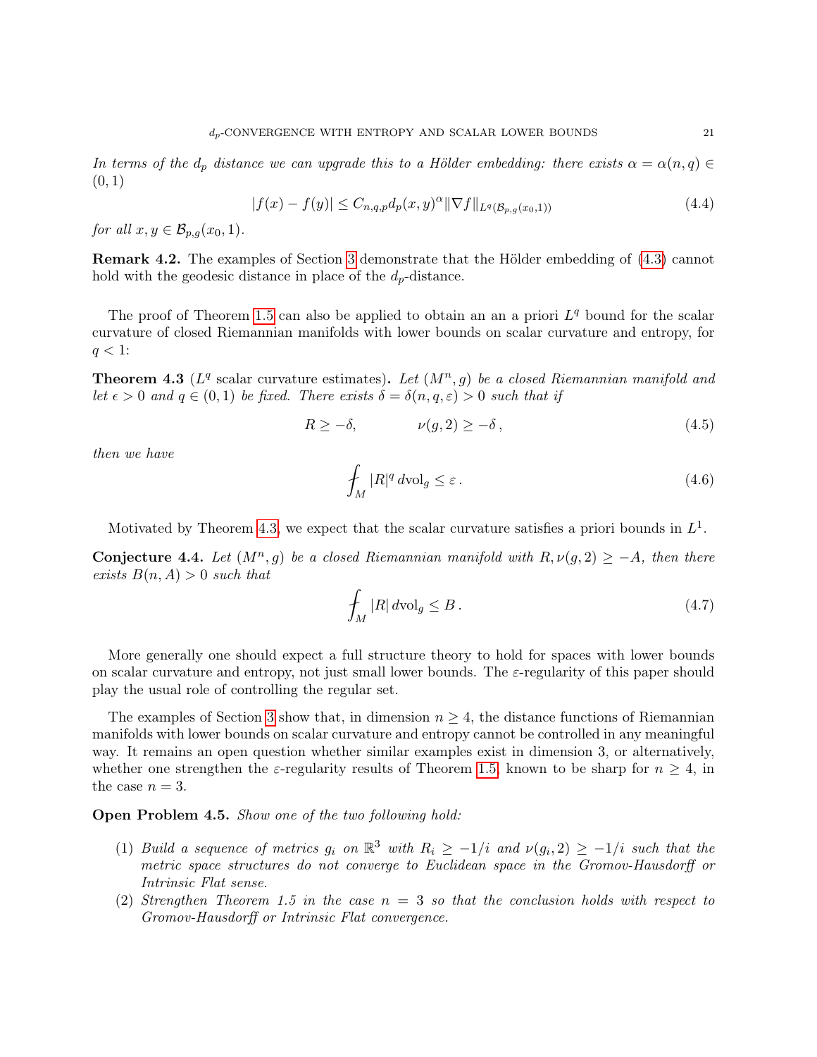*In terms of the $d_p$ distance we can upgrade this to a Hölder embedding: there exists $\alpha = \alpha(n, q) \in (0, 1)$*

$$|f(x) - f(y)| \leq C_{n,q,p} d_p(x, y)^{\alpha} \|\nabla f\|_{L^q(\mathcal{B}_{p,g}(x_0,1))} \tag{4.4}$$

*for all $x, y \in \mathcal{B}_{p,g}(x_0, 1)$.*

**Remark 4.2.** The examples of Section 3 demonstrate that the Hölder embedding of (4.3) cannot hold with the geodesic distance in place of the $d_p$-distance.

The proof of Theorem 1.5 can also be applied to obtain an an a priori $L^q$ bound for the scalar curvature of closed Riemannian manifolds with lower bounds on scalar curvature and entropy, for $q < 1$:

**Theorem 4.3** ($L^q$ scalar curvature estimates)**.** *Let $(M^n, g)$ be a closed Riemannian manifold and let $\epsilon > 0$ and $q \in (0, 1)$ be fixed. There exists $\delta = \delta(n, q, \varepsilon) > 0$ such that if*

$$R \geq -\delta, \qquad\qquad \nu(g, 2) \geq -\delta\,, \tag{4.5}$$

*then we have*

$$⨍_M |R|^q \,\mathrm{dvol}_g \leq \varepsilon\,. \tag{4.6}$$

Motivated by Theorem 4.3, we expect that the scalar curvature satisfies a priori bounds in $L^1$.

**Conjecture 4.4.** *Let $(M^n, g)$ be a closed Riemannian manifold with $R, \nu(g, 2) \geq -A$, then there exists $B(n, A) > 0$ such that*

$$⨍_M |R| \,\mathrm{dvol}_g \leq B\,. \tag{4.7}$$

More generally one should expect a full structure theory to hold for spaces with lower bounds on scalar curvature and entropy, not just small lower bounds. The $\varepsilon$-regularity of this paper should play the usual role of controlling the regular set.

The examples of Section 3 show that, in dimension $n \geq 4$, the distance functions of Riemannian manifolds with lower bounds on scalar curvature and entropy cannot be controlled in any meaningful way. It remains an open question whether similar examples exist in dimension 3, or alternatively, whether one strengthen the $\varepsilon$-regularity results of Theorem 1.5, known to be sharp for $n \geq 4$, in the case $n = 3$.

**Open Problem 4.5.** *Show one of the two following hold:*

1. *Build a sequence of metrics $g_i$ on $\mathbb{R}^3$ with $R_i \geq -1/i$ and $\nu(g_i, 2) \geq -1/i$ such that the metric space structures do not converge to Euclidean space in the Gromov-Hausdorff or Intrinsic Flat sense.*
2. *Strengthen Theorem 1.5 in the case $n = 3$ so that the conclusion holds with respect to Gromov-Hausdorff or Intrinsic Flat convergence.*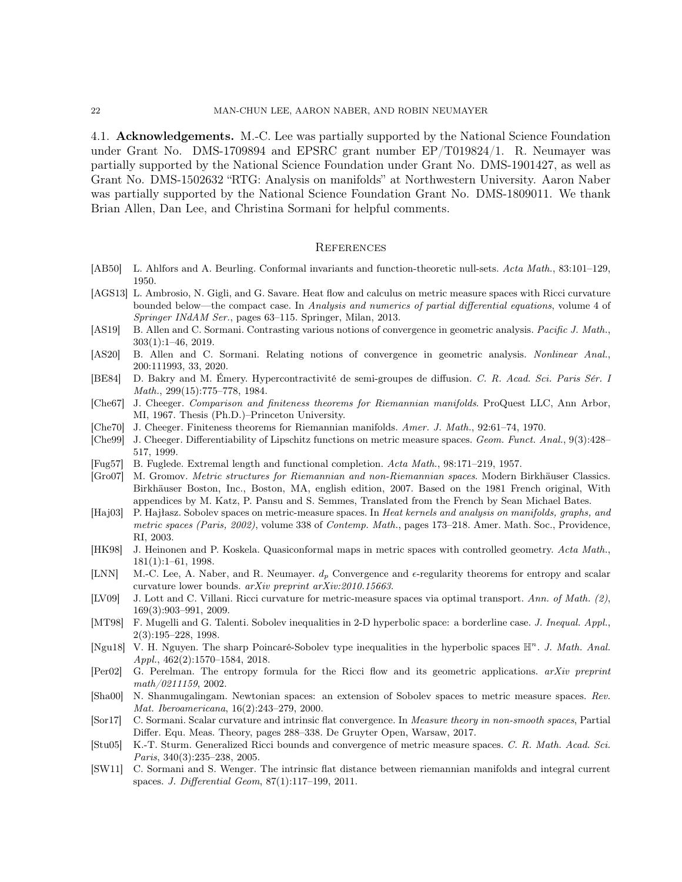### 4.1. Acknowledgements.

M.-C. Lee was partially supported by the National Science Foundation under Grant No. DMS-1709894 and EPSRC grant number EP/T019824/1. R. Neumayer was partially supported by the National Science Foundation under Grant No. DMS-1901427, as well as Grant No. DMS-1502632 "RTG: Analysis on manifolds" at Northwestern University. Aaron Naber was partially supported by the National Science Foundation Grant No. DMS-1809011. We thank Brian Allen, Dan Lee, and Christina Sormani for helpful comments.

## References

- [AB50] L. Ahlfors and A. Beurling. Conformal invariants and function-theoretic null-sets. *Acta Math.*, 83:101–129, 1950.
- [AGS13] L. Ambrosio, N. Gigli, and G. Savare. Heat flow and calculus on metric measure spaces with Ricci curvature bounded below—the compact case. In *Analysis and numerics of partial differential equations*, volume 4 of *Springer INdAM Ser.*, pages 63–115. Springer, Milan, 2013.
- [AS19] B. Allen and C. Sormani. Contrasting various notions of convergence in geometric analysis. *Pacific J. Math.*, 303(1):1–46, 2019.
- [AS20] B. Allen and C. Sormani. Relating notions of convergence in geometric analysis. *Nonlinear Anal.*, 200:111993, 33, 2020.
- [BE84] D. Bakry and M. Émery. Hypercontractivité de semi-groupes de diffusion. *C. R. Acad. Sci. Paris Sér. I Math.*, 299(15):775–778, 1984.
- [Che67] J. Cheeger. *Comparison and finiteness theorems for Riemannian manifolds*. ProQuest LLC, Ann Arbor, MI, 1967. Thesis (Ph.D.)–Princeton University.
- [Che70] J. Cheeger. Finiteness theorems for Riemannian manifolds. *Amer. J. Math.*, 92:61–74, 1970.
- [Che99] J. Cheeger. Differentiability of Lipschitz functions on metric measure spaces. *Geom. Funct. Anal.*, 9(3):428–517, 1999.
- [Fug57] B. Fuglede. Extremal length and functional completion. *Acta Math.*, 98:171–219, 1957.
- [Gro07] M. Gromov. *Metric structures for Riemannian and non-Riemannian spaces*. Modern Birkhäuser Classics. Birkhäuser Boston, Inc., Boston, MA, english edition, 2007. Based on the 1981 French original, With appendices by M. Katz, P. Pansu and S. Semmes, Translated from the French by Sean Michael Bates.
- [Haj03] P. Hajłasz. Sobolev spaces on metric-measure spaces. In *Heat kernels and analysis on manifolds, graphs, and metric spaces (Paris, 2002)*, volume 338 of *Contemp. Math.*, pages 173–218. Amer. Math. Soc., Providence, RI, 2003.
- [HK98] J. Heinonen and P. Koskela. Quasiconformal maps in metric spaces with controlled geometry. *Acta Math.*, 181(1):1–61, 1998.
- [LNN] M.-C. Lee, A. Naber, and R. Neumayer. $d_p$ Convergence and $\epsilon$-regularity theorems for entropy and scalar curvature lower bounds. *arXiv preprint arXiv:2010.15663*.
- [LV09] J. Lott and C. Villani. Ricci curvature for metric-measure spaces via optimal transport. *Ann. of Math. (2)*, 169(3):903–991, 2009.
- [MT98] F. Mugelli and G. Talenti. Sobolev inequalities in 2-D hyperbolic space: a borderline case. *J. Inequal. Appl.*, 2(3):195–228, 1998.
- [Ngu18] V. H. Nguyen. The sharp Poincaré-Sobolev type inequalities in the hyperbolic spaces $\mathbb{H}^n$. *J. Math. Anal. Appl.*, 462(2):1570–1584, 2018.
- [Per02] G. Perelman. The entropy formula for the Ricci flow and its geometric applications. *arXiv preprint math/0211159*, 2002.
- [Sha00] N. Shanmugalingam. Newtonian spaces: an extension of Sobolev spaces to metric measure spaces. *Rev. Mat. Iberoamericana*, 16(2):243–279, 2000.
- [Sor17] C. Sormani. Scalar curvature and intrinsic flat convergence. In *Measure theory in non-smooth spaces*, Partial Differ. Equ. Meas. Theory, pages 288–338. De Gruyter Open, Warsaw, 2017.
- [Stu05] K.-T. Sturm. Generalized Ricci bounds and convergence of metric measure spaces. *C. R. Math. Acad. Sci. Paris*, 340(3):235–238, 2005.
- [SW11] C. Sormani and S. Wenger. The intrinsic flat distance between riemannian manifolds and integral current spaces. *J. Differential Geom*, 87(1):117–199, 2011.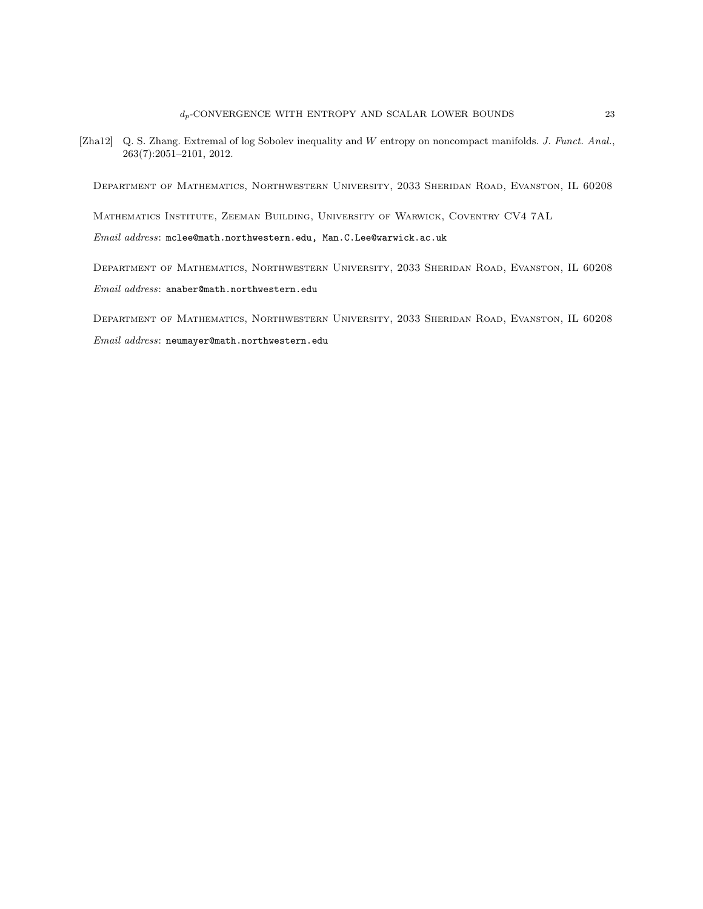[Zha12] Q. S. Zhang. Extremal of log Sobolev inequality and $W$ entropy on noncompact manifolds. *J. Funct. Anal.*, 263(7):2051–2101, 2012.

Department of Mathematics, Northwestern University, 2033 Sheridan Road, Evanston, IL 60208

Mathematics Institute, Zeeman Building, University of Warwick, Coventry CV4 7AL

*Email address*: `mclee@math.northwestern.edu, Man.C.Lee@warwick.ac.uk`

Department of Mathematics, Northwestern University, 2033 Sheridan Road, Evanston, IL 60208

*Email address*: `anaber@math.northwestern.edu`

Department of Mathematics, Northwestern University, 2033 Sheridan Road, Evanston, IL 60208

*Email address*: `neumayer@math.northwestern.edu`